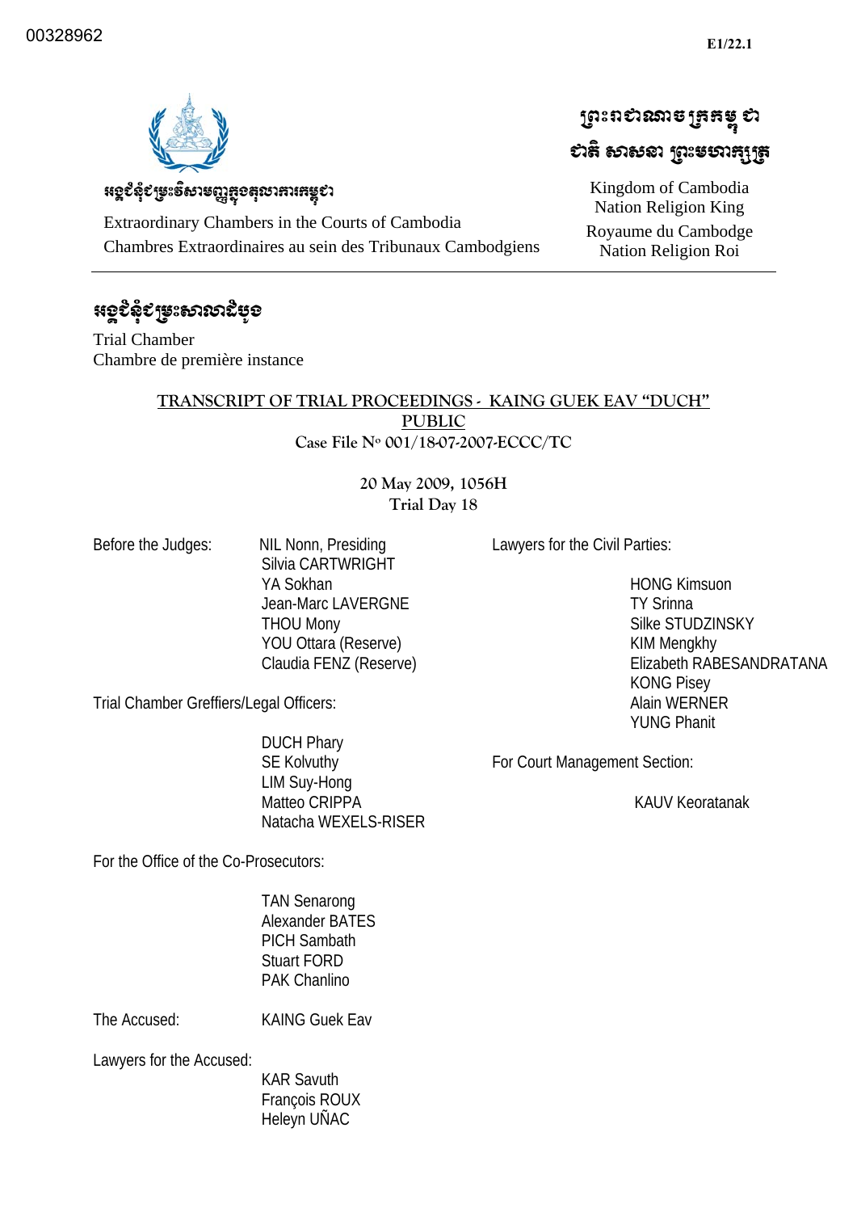00328962

E1/22.1

អង្គជំនុំជម្រះវិសាមញ្ញក្នុងតុលាការកម្ពុជា

Extraordinary Chambers in the Courts of Cambodia
Chambres Extraordinaires au sein des Tribunaux Cambodgiens

ព្រះរាជាណាចក្រកម្ពុជា
ជាតិ សាសនា ព្រះមហាក្សត្រ

Kingdom of Cambodia
Nation Religion King
Royaume du Cambodge
Nation Religion Roi

អង្គជំនុំជម្រះសាលាដំបូង

Trial Chamber
Chambre de première instance

## TRANSCRIPT OF TRIAL PROCEEDINGS - KAING GUEK EAV "DUCH"
## PUBLIC

**Case File Nº 001/18-07-2007-ECCC/TC**

**20 May 2009, 1056H**
**Trial Day 18**

Before the Judges:

NIL Nonn, Presiding
Silvia CARTWRIGHT
YA Sokhan
Jean-Marc LAVERGNE
THOU Mony
YOU Ottara (Reserve)
Claudia FENZ (Reserve)

Trial Chamber Greffiers/Legal Officers:

DUCH Phary
SE Kolvuthy
LIM Suy-Hong
Matteo CRIPPA
Natacha WEXELS-RISER

For the Office of the Co-Prosecutors:

TAN Senarong
Alexander BATES
PICH Sambath
Stuart FORD
PAK Chanlino

The Accused: KAING Guek Eav

Lawyers for the Accused:

KAR Savuth
François ROUX
Heleyn UÑAC

Lawyers for the Civil Parties:

HONG Kimsuon
TY Srinna
Silke STUDZINSKY
KIM Mengkhy
Elizabeth RABESANDRATANA
KONG Pisey
Alain WERNER
YUNG Phanit

For Court Management Section:

KAUV Keoratanak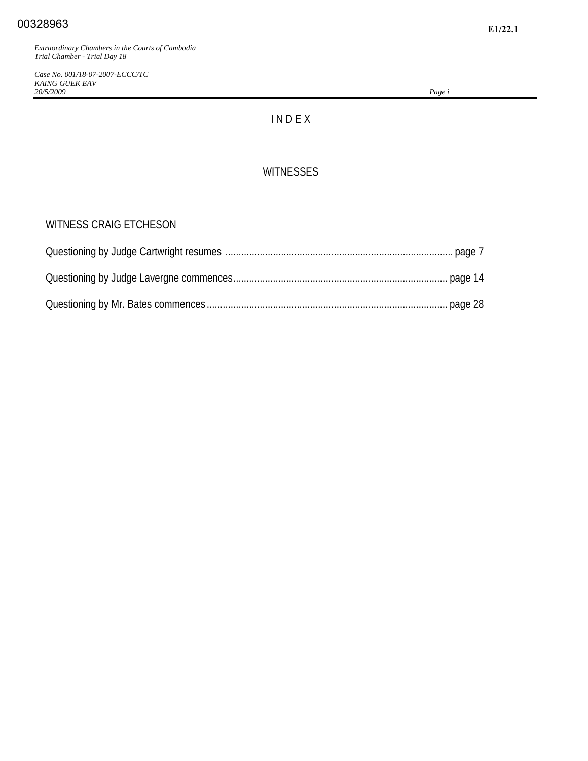# INDEX

## WITNESSES

WITNESS CRAIG ETCHESON

Questioning by Judge Cartwright resumes ..................................................... page 7

Questioning by Judge Lavergne commences................................................... page 14

Questioning by Mr. Bates commences............................................................ page 28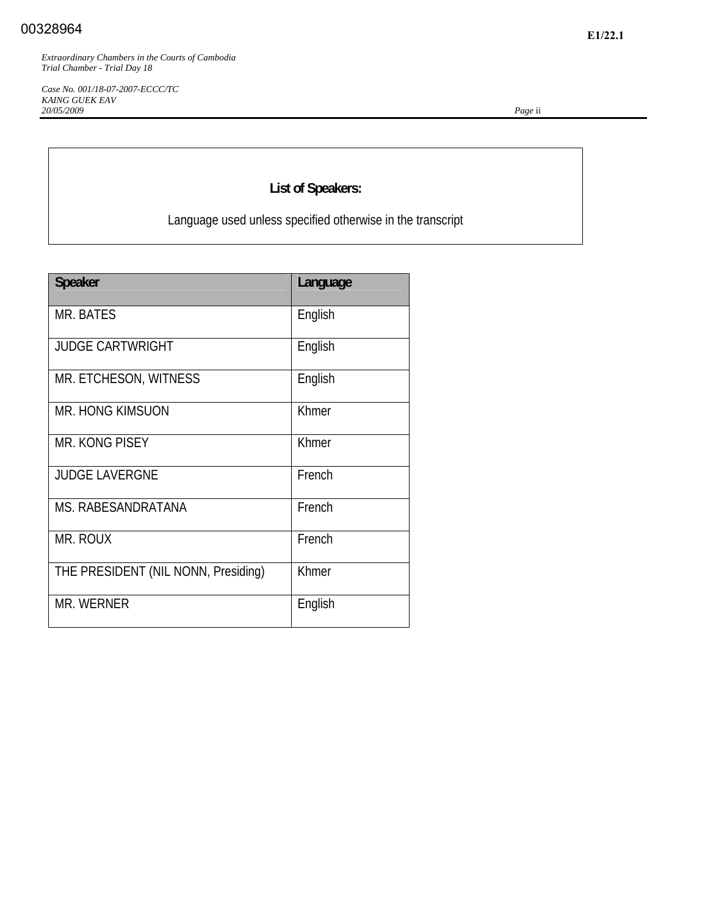**List of Speakers:**

Language used unless specified otherwise in the transcript

| Speaker | Language |
|---|---|
| MR. BATES | English |
| JUDGE CARTWRIGHT | English |
| MR. ETCHESON, WITNESS | English |
| MR. HONG KIMSUON | Khmer |
| MR. KONG PISEY | Khmer |
| JUDGE LAVERGNE | French |
| MS. RABESANDRATANA | French |
| MR. ROUX | French |
| THE PRESIDENT (NIL NONN, Presiding) | Khmer |
| MR. WERNER | English |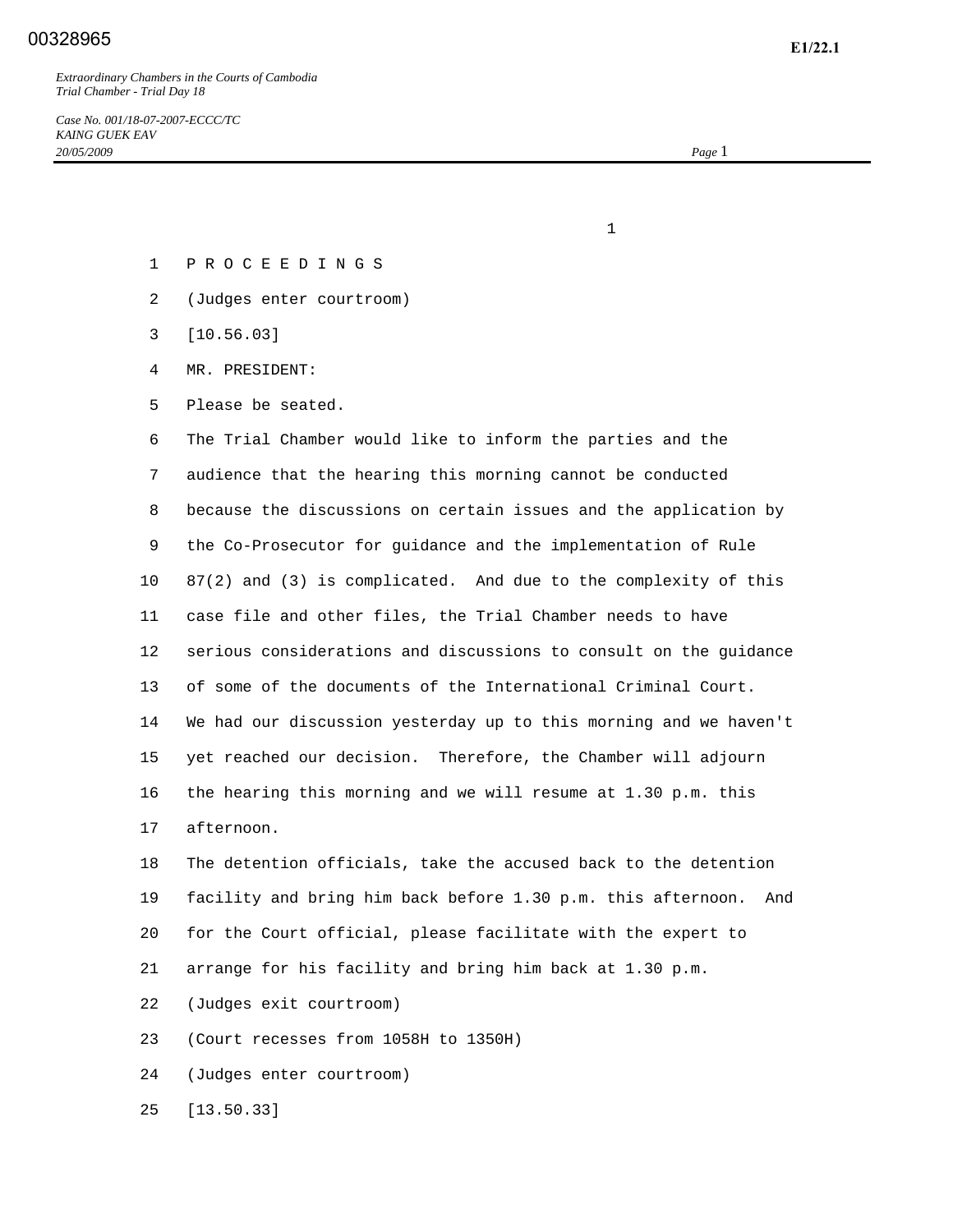P R O C E E D I N G S

(Judges enter courtroom)

[10.56.03]

MR. PRESIDENT:

Please be seated.

The Trial Chamber would like to inform the parties and the audience that the hearing this morning cannot be conducted because the discussions on certain issues and the application by the Co-Prosecutor for guidance and the implementation of Rule 87(2) and (3) is complicated. And due to the complexity of this case file and other files, the Trial Chamber needs to have serious considerations and discussions to consult on the guidance of some of the documents of the International Criminal Court. We had our discussion yesterday up to this morning and we haven't yet reached our decision. Therefore, the Chamber will adjourn the hearing this morning and we will resume at 1.30 p.m. this afternoon.

The detention officials, take the accused back to the detention facility and bring him back before 1.30 p.m. this afternoon. And for the Court official, please facilitate with the expert to arrange for his facility and bring him back at 1.30 p.m.

(Judges exit courtroom)

(Court recesses from 1058H to 1350H)

(Judges enter courtroom)

[13.50.33]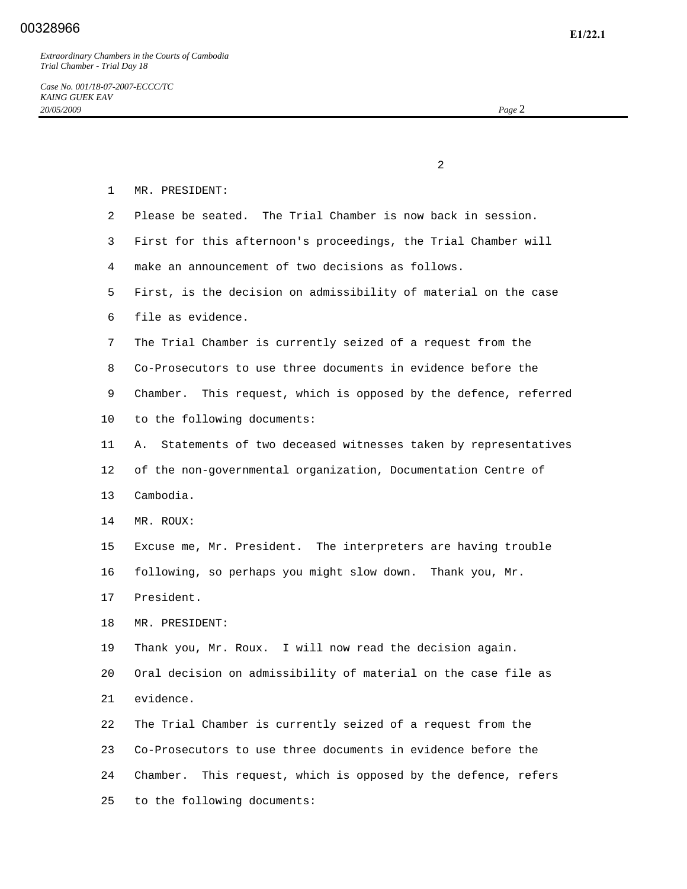MR. PRESIDENT:

Please be seated. The Trial Chamber is now back in session.

First for this afternoon's proceedings, the Trial Chamber will make an announcement of two decisions as follows.

First, is the decision on admissibility of material on the case file as evidence.

The Trial Chamber is currently seized of a request from the Co-Prosecutors to use three documents in evidence before the Chamber. This request, which is opposed by the defence, referred to the following documents:

A. Statements of two deceased witnesses taken by representatives of the non-governmental organization, Documentation Centre of Cambodia.

MR. ROUX:

Excuse me, Mr. President. The interpreters are having trouble following, so perhaps you might slow down. Thank you, Mr. President.

MR. PRESIDENT:

Thank you, Mr. Roux. I will now read the decision again.

Oral decision on admissibility of material on the case file as evidence.

The Trial Chamber is currently seized of a request from the Co-Prosecutors to use three documents in evidence before the Chamber. This request, which is opposed by the defence, refers to the following documents: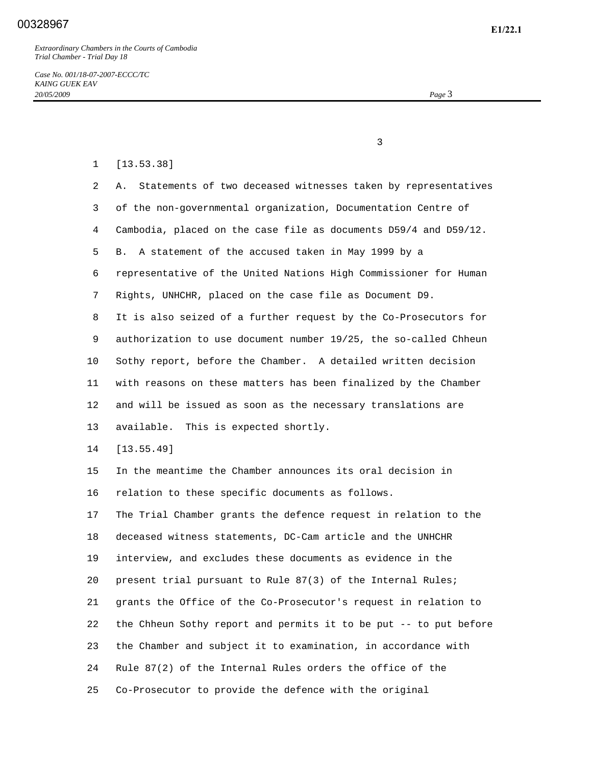[13.53.38]

A. Statements of two deceased witnesses taken by representatives of the non-governmental organization, Documentation Centre of Cambodia, placed on the case file as documents D59/4 and D59/12.

B. A statement of the accused taken in May 1999 by a representative of the United Nations High Commissioner for Human Rights, UNHCHR, placed on the case file as Document D9.

It is also seized of a further request by the Co-Prosecutors for authorization to use document number 19/25, the so-called Chheun Sothy report, before the Chamber. A detailed written decision with reasons on these matters has been finalized by the Chamber and will be issued as soon as the necessary translations are available. This is expected shortly.

[13.55.49]

In the meantime the Chamber announces its oral decision in relation to these specific documents as follows.

The Trial Chamber grants the defence request in relation to the deceased witness statements, DC-Cam article and the UNHCHR interview, and excludes these documents as evidence in the present trial pursuant to Rule 87(3) of the Internal Rules; grants the Office of the Co-Prosecutor's request in relation to the Chheun Sothy report and permits it to be put -- to put before the Chamber and subject it to examination, in accordance with Rule 87(2) of the Internal Rules orders the office of the Co-Prosecutor to provide the defence with the original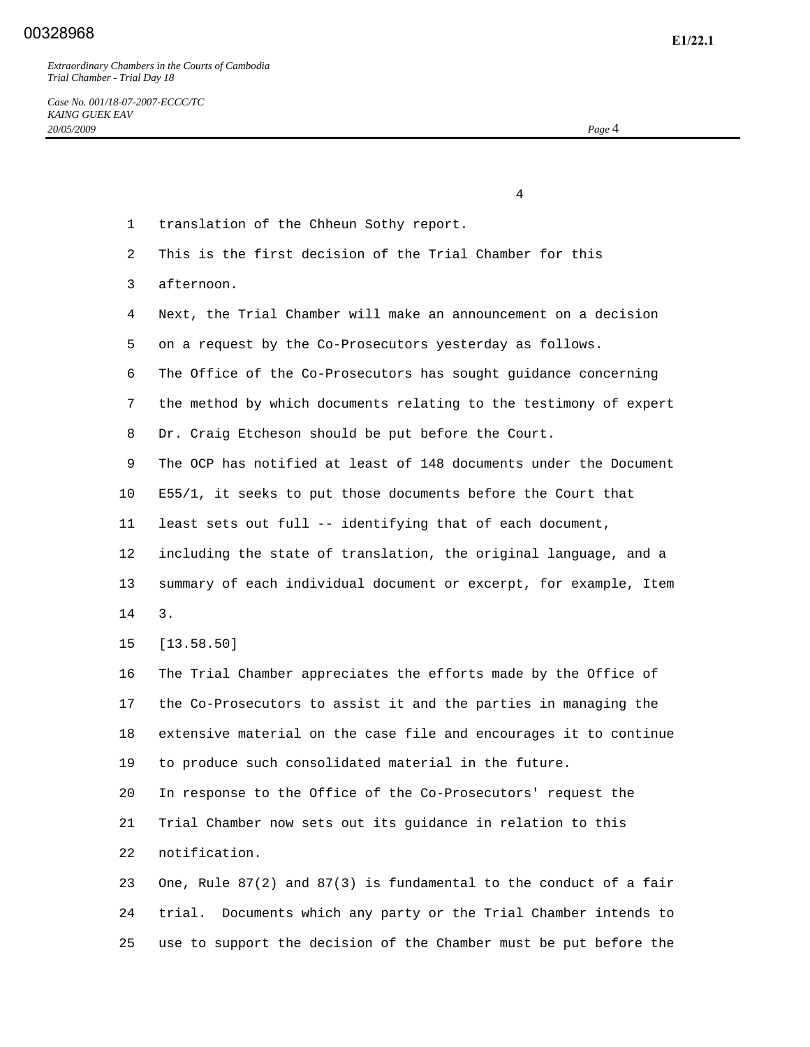translation of the Chheun Sothy report.

This is the first decision of the Trial Chamber for this afternoon.

Next, the Trial Chamber will make an announcement on a decision on a request by the Co-Prosecutors yesterday as follows.

The Office of the Co-Prosecutors has sought guidance concerning the method by which documents relating to the testimony of expert Dr. Craig Etcheson should be put before the Court.

The OCP has notified at least of 148 documents under the Document E55/1, it seeks to put those documents before the Court that least sets out full -- identifying that of each document, including the state of translation, the original language, and a summary of each individual document or excerpt, for example, Item 3.

[13.58.50]

The Trial Chamber appreciates the efforts made by the Office of the Co-Prosecutors to assist it and the parties in managing the extensive material on the case file and encourages it to continue to produce such consolidated material in the future.

In response to the Office of the Co-Prosecutors' request the Trial Chamber now sets out its guidance in relation to this notification.

One, Rule 87(2) and 87(3) is fundamental to the conduct of a fair trial. Documents which any party or the Trial Chamber intends to use to support the decision of the Chamber must be put before the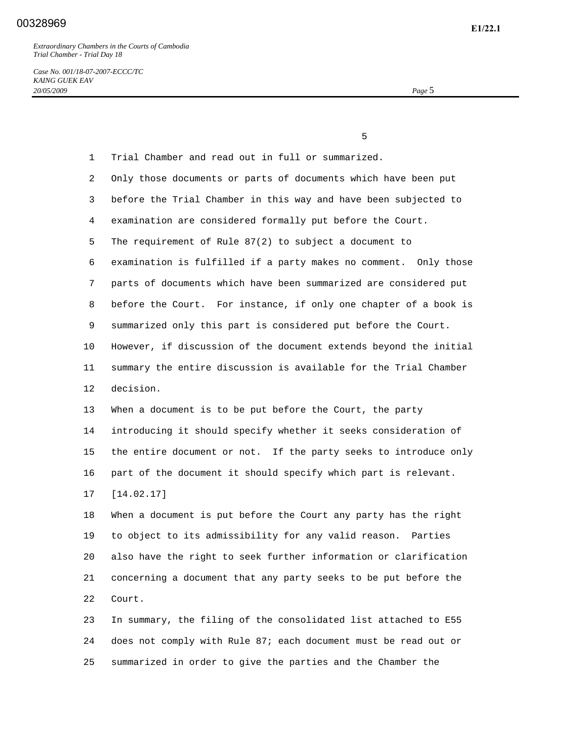Trial Chamber and read out in full or summarized.

Only those documents or parts of documents which have been put before the Trial Chamber in this way and have been subjected to examination are considered formally put before the Court.

The requirement of Rule 87(2) to subject a document to examination is fulfilled if a party makes no comment. Only those parts of documents which have been summarized are considered put before the Court. For instance, if only one chapter of a book is summarized only this part is considered put before the Court. However, if discussion of the document extends beyond the initial summary the entire discussion is available for the Trial Chamber decision.

When a document is to be put before the Court, the party introducing it should specify whether it seeks consideration of the entire document or not. If the party seeks to introduce only part of the document it should specify which part is relevant.

[14.02.17]

When a document is put before the Court any party has the right to object to its admissibility for any valid reason. Parties also have the right to seek further information or clarification concerning a document that any party seeks to be put before the Court.

In summary, the filing of the consolidated list attached to E55 does not comply with Rule 87; each document must be read out or summarized in order to give the parties and the Chamber the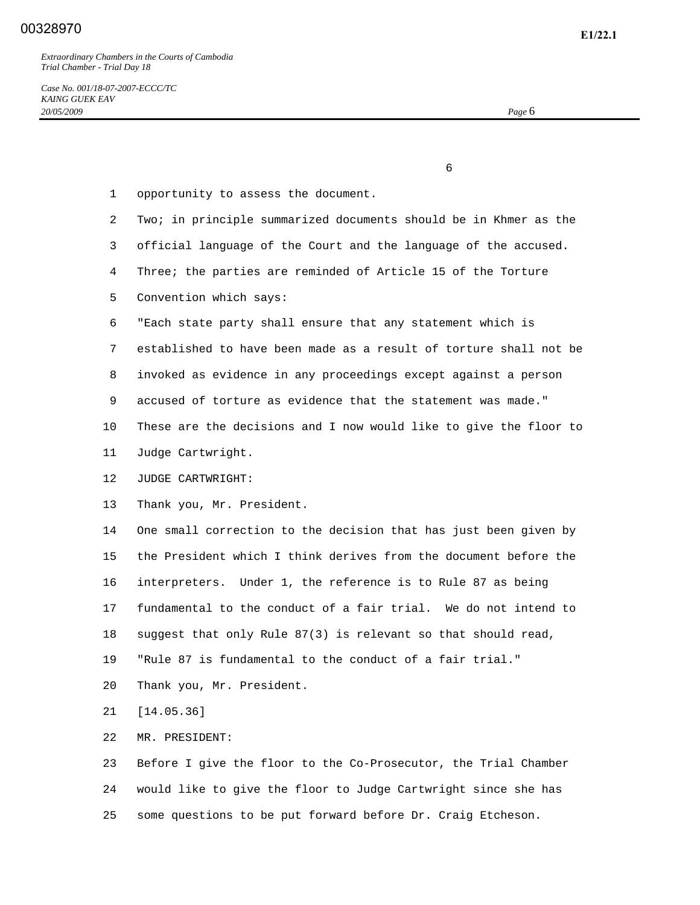opportunity to assess the document.

Two; in principle summarized documents should be in Khmer as the official language of the Court and the language of the accused.

Three; the parties are reminded of Article 15 of the Torture Convention which says:

"Each state party shall ensure that any statement which is established to have been made as a result of torture shall not be invoked as evidence in any proceedings except against a person accused of torture as evidence that the statement was made."

These are the decisions and I now would like to give the floor to Judge Cartwright.

JUDGE CARTWRIGHT:

Thank you, Mr. President.

One small correction to the decision that has just been given by the President which I think derives from the document before the interpreters. Under 1, the reference is to Rule 87 as being fundamental to the conduct of a fair trial. We do not intend to suggest that only Rule 87(3) is relevant so that should read, "Rule 87 is fundamental to the conduct of a fair trial."

Thank you, Mr. President.

[14.05.36]

MR. PRESIDENT:

Before I give the floor to the Co-Prosecutor, the Trial Chamber would like to give the floor to Judge Cartwright since she has some questions to be put forward before Dr. Craig Etcheson.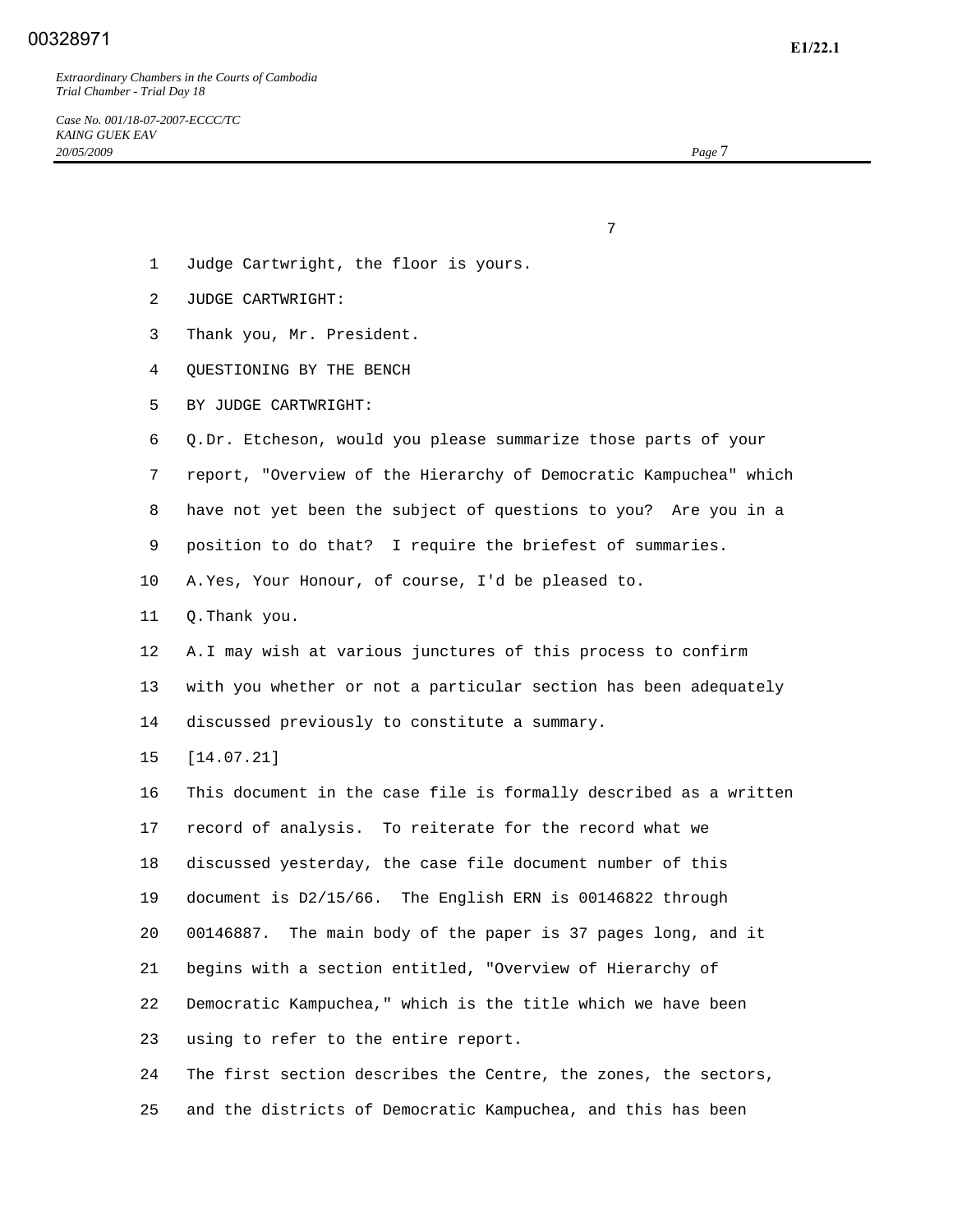Judge Cartwright, the floor is yours.

JUDGE CARTWRIGHT:

Thank you, Mr. President.

QUESTIONING BY THE BENCH

BY JUDGE CARTWRIGHT:

Q. Dr. Etcheson, would you please summarize those parts of your report, "Overview of the Hierarchy of Democratic Kampuchea" which have not yet been the subject of questions to you? Are you in a position to do that? I require the briefest of summaries.

A. Yes, Your Honour, of course, I'd be pleased to.

Q. Thank you.

A. I may wish at various junctures of this process to confirm with you whether or not a particular section has been adequately discussed previously to constitute a summary.

[14.07.21]

This document in the case file is formally described as a written record of analysis. To reiterate for the record what we discussed yesterday, the case file document number of this document is D2/15/66. The English ERN is 00146822 through 00146887. The main body of the paper is 37 pages long, and it begins with a section entitled, "Overview of Hierarchy of Democratic Kampuchea," which is the title which we have been using to refer to the entire report.

The first section describes the Centre, the zones, the sectors, and the districts of Democratic Kampuchea, and this has been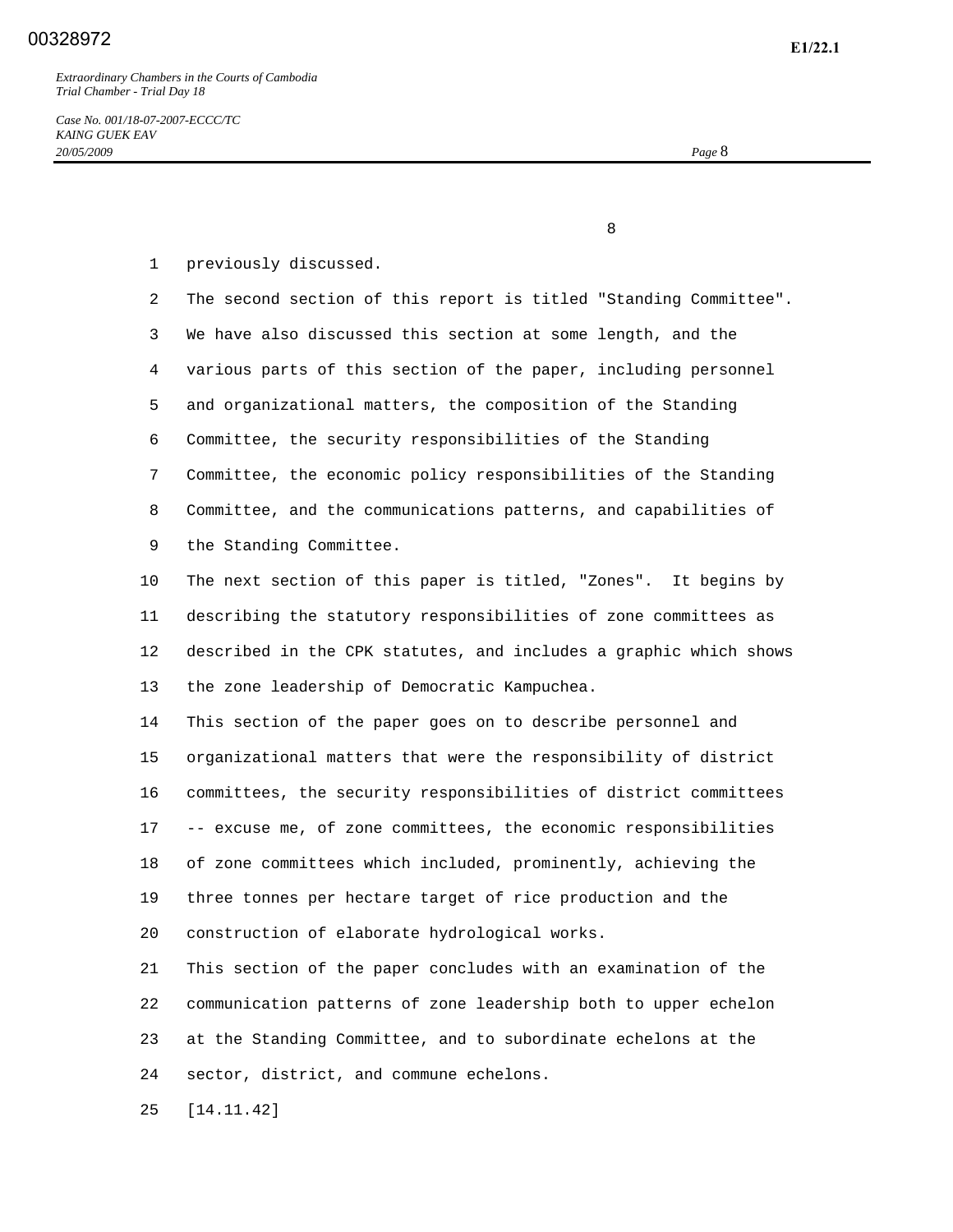previously discussed.

The second section of this report is titled "Standing Committee". We have also discussed this section at some length, and the various parts of this section of the paper, including personnel and organizational matters, the composition of the Standing Committee, the security responsibilities of the Standing Committee, the economic policy responsibilities of the Standing Committee, and the communications patterns, and capabilities of the Standing Committee.

The next section of this paper is titled, "Zones". It begins by describing the statutory responsibilities of zone committees as described in the CPK statutes, and includes a graphic which shows the zone leadership of Democratic Kampuchea.

This section of the paper goes on to describe personnel and organizational matters that were the responsibility of district committees, the security responsibilities of district committees -- excuse me, of zone committees, the economic responsibilities of zone committees which included, prominently, achieving the three tonnes per hectare target of rice production and the construction of elaborate hydrological works.

This section of the paper concludes with an examination of the communication patterns of zone leadership both to upper echelon at the Standing Committee, and to subordinate echelons at the sector, district, and commune echelons.

[14.11.42]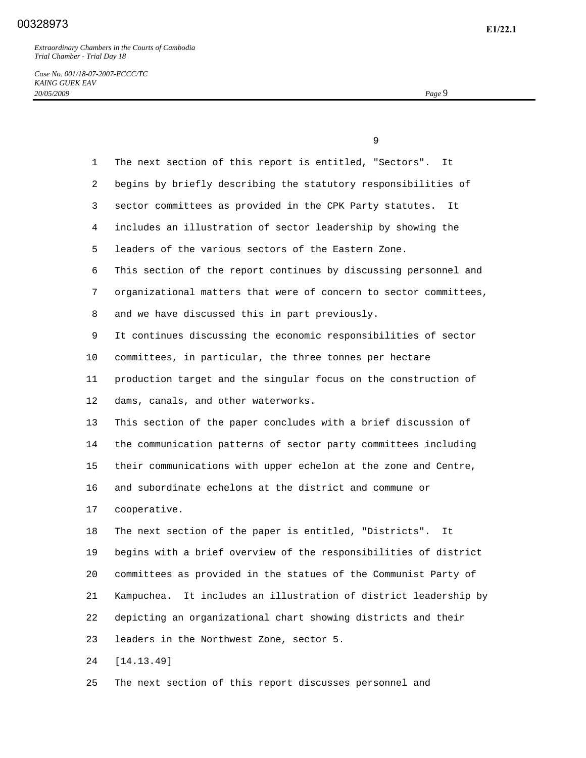The next section of this report is entitled, "Sectors". It begins by briefly describing the statutory responsibilities of sector committees as provided in the CPK Party statutes. It includes an illustration of sector leadership by showing the leaders of the various sectors of the Eastern Zone.

This section of the report continues by discussing personnel and organizational matters that were of concern to sector committees, and we have discussed this in part previously.

It continues discussing the economic responsibilities of sector committees, in particular, the three tonnes per hectare production target and the singular focus on the construction of dams, canals, and other waterworks.

This section of the paper concludes with a brief discussion of the communication patterns of sector party committees including their communications with upper echelon at the zone and Centre, and subordinate echelons at the district and commune or cooperative.

The next section of the paper is entitled, "Districts". It begins with a brief overview of the responsibilities of district committees as provided in the statues of the Communist Party of Kampuchea. It includes an illustration of district leadership by depicting an organizational chart showing districts and their leaders in the Northwest Zone, sector 5.

[14.13.49]

The next section of this report discusses personnel and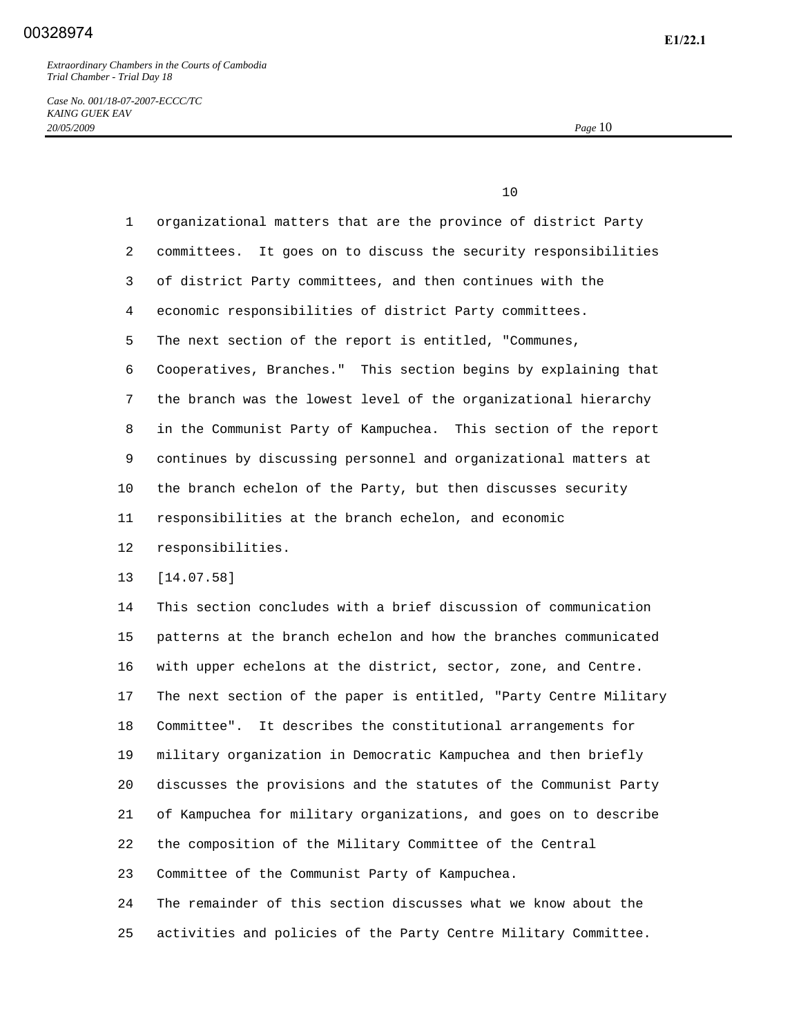organizational matters that are the province of district Party committees. It goes on to discuss the security responsibilities of district Party committees, and then continues with the economic responsibilities of district Party committees.

The next section of the report is entitled, "Communes, Cooperatives, Branches." This section begins by explaining that the branch was the lowest level of the organizational hierarchy in the Communist Party of Kampuchea. This section of the report continues by discussing personnel and organizational matters at the branch echelon of the Party, but then discusses security responsibilities at the branch echelon, and economic responsibilities.

[14.07.58]

This section concludes with a brief discussion of communication patterns at the branch echelon and how the branches communicated with upper echelons at the district, sector, zone, and Centre.

The next section of the paper is entitled, "Party Centre Military Committee". It describes the constitutional arrangements for military organization in Democratic Kampuchea and then briefly discusses the provisions and the statutes of the Communist Party of Kampuchea for military organizations, and goes on to describe the composition of the Military Committee of the Central Committee of the Communist Party of Kampuchea.

The remainder of this section discusses what we know about the activities and policies of the Party Centre Military Committee.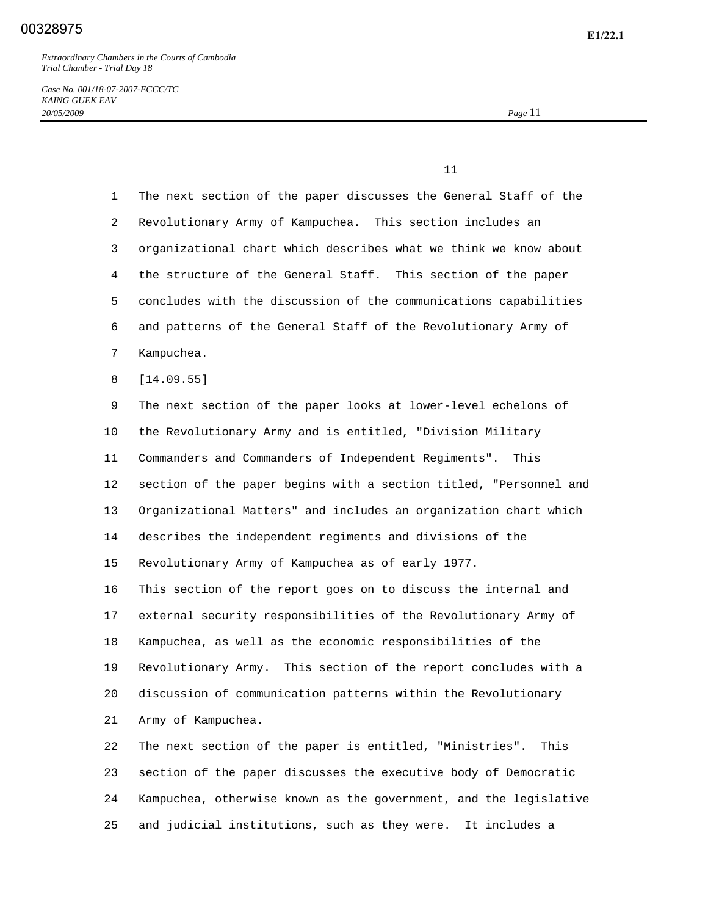The next section of the paper discusses the General Staff of the Revolutionary Army of Kampuchea. This section includes an organizational chart which describes what we think we know about the structure of the General Staff. This section of the paper concludes with the discussion of the communications capabilities and patterns of the General Staff of the Revolutionary Army of Kampuchea.

[14.09.55]

The next section of the paper looks at lower-level echelons of the Revolutionary Army and is entitled, "Division Military Commanders and Commanders of Independent Regiments". This section of the paper begins with a section titled, "Personnel and Organizational Matters" and includes an organization chart which describes the independent regiments and divisions of the Revolutionary Army of Kampuchea as of early 1977.

This section of the report goes on to discuss the internal and external security responsibilities of the Revolutionary Army of Kampuchea, as well as the economic responsibilities of the Revolutionary Army. This section of the report concludes with a discussion of communication patterns within the Revolutionary Army of Kampuchea.

The next section of the paper is entitled, "Ministries". This section of the paper discusses the executive body of Democratic Kampuchea, otherwise known as the government, and the legislative and judicial institutions, such as they were. It includes a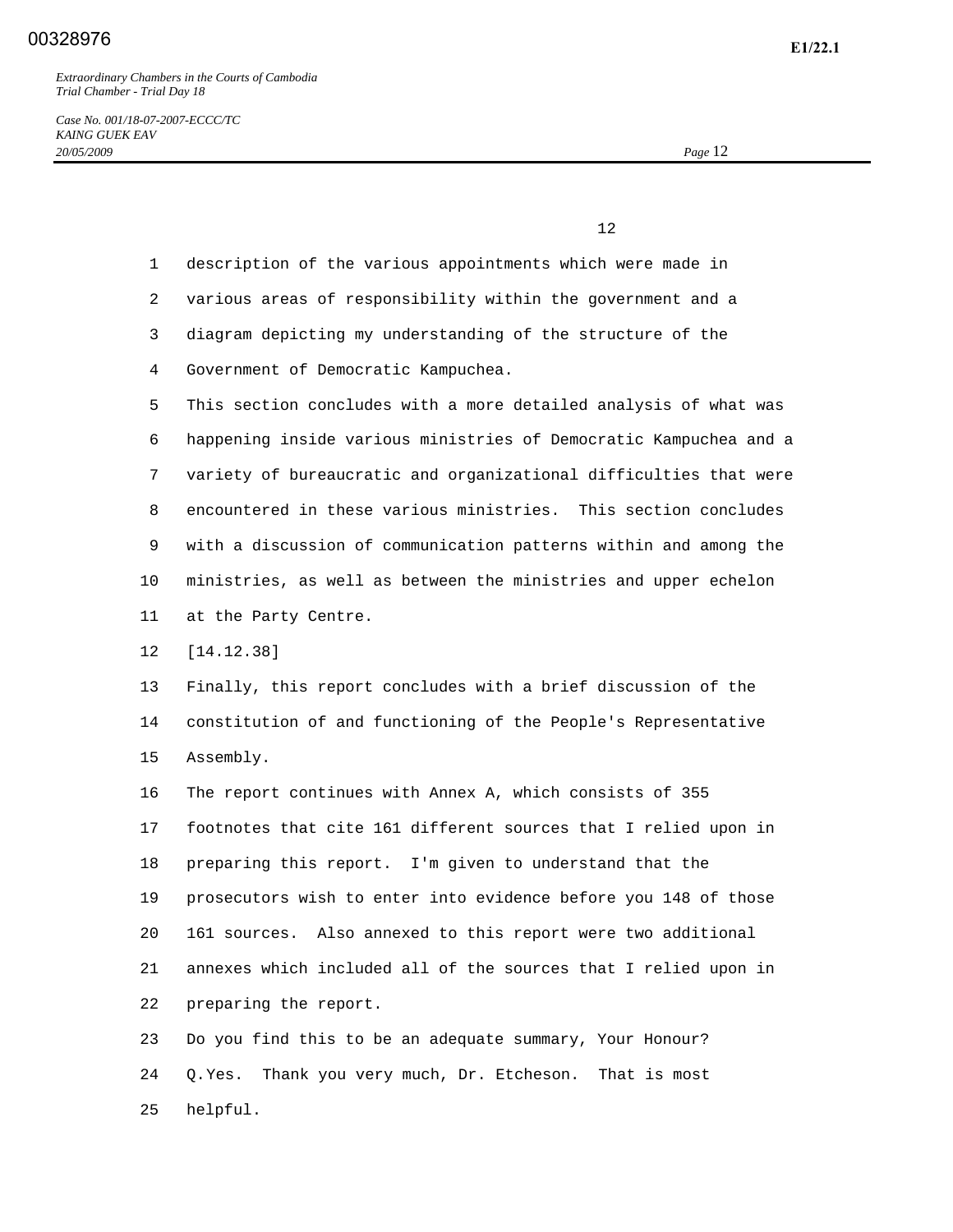description of the various appointments which were made in various areas of responsibility within the government and a diagram depicting my understanding of the structure of the Government of Democratic Kampuchea.

This section concludes with a more detailed analysis of what was happening inside various ministries of Democratic Kampuchea and a variety of bureaucratic and organizational difficulties that were encountered in these various ministries. This section concludes with a discussion of communication patterns within and among the ministries, as well as between the ministries and upper echelon at the Party Centre.

[14.12.38]

Finally, this report concludes with a brief discussion of the constitution of and functioning of the People's Representative Assembly.

The report continues with Annex A, which consists of 355 footnotes that cite 161 different sources that I relied upon in preparing this report. I'm given to understand that the prosecutors wish to enter into evidence before you 148 of those 161 sources. Also annexed to this report were two additional annexes which included all of the sources that I relied upon in preparing the report.

Do you find this to be an adequate summary, Your Honour?

Q.Yes. Thank you very much, Dr. Etcheson. That is most helpful.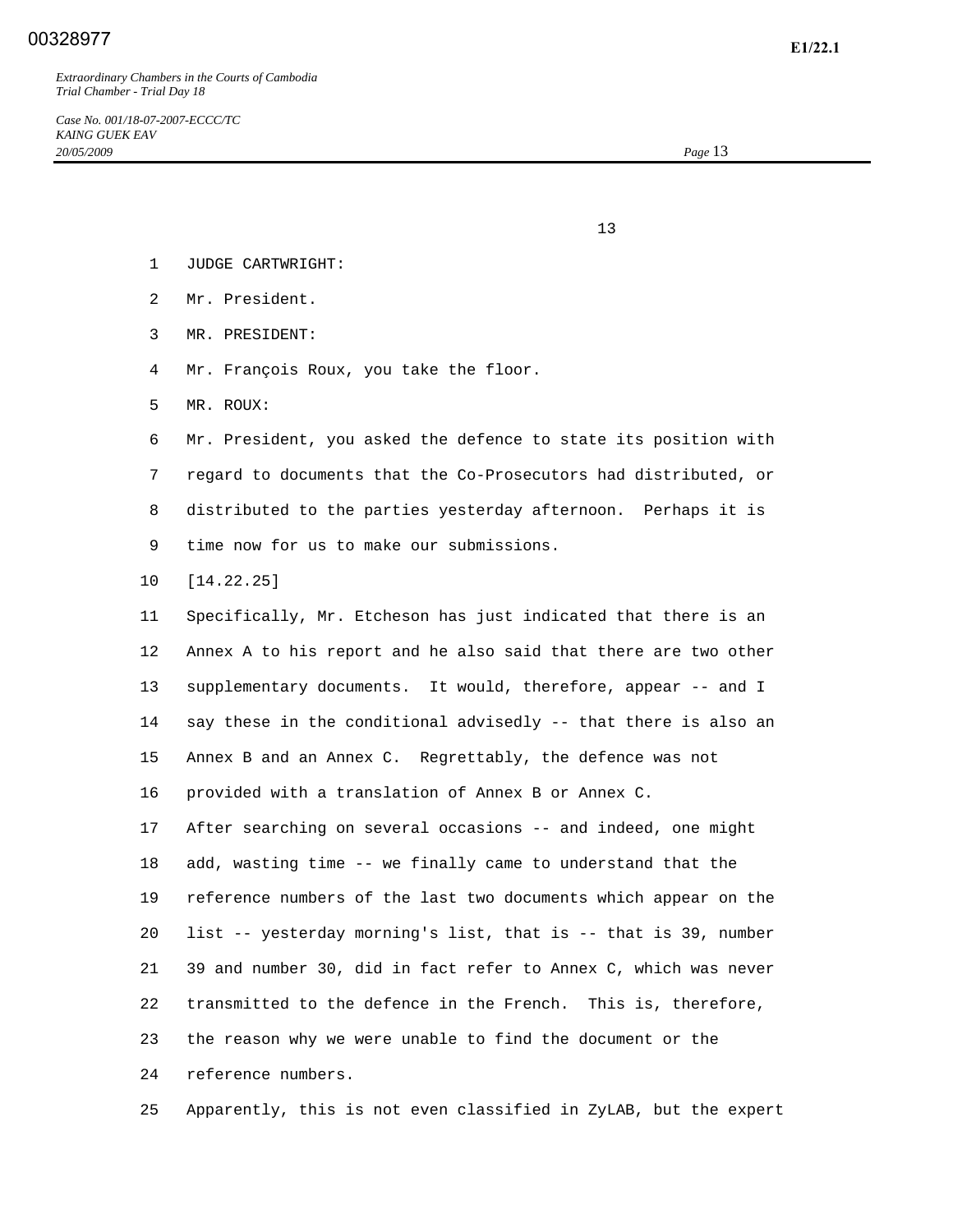JUDGE CARTWRIGHT:

Mr. President.

MR. PRESIDENT:

Mr. François Roux, you take the floor.

MR. ROUX:

Mr. President, you asked the defence to state its position with regard to documents that the Co-Prosecutors had distributed, or distributed to the parties yesterday afternoon. Perhaps it is time now for us to make our submissions.

[14.22.25]

Specifically, Mr. Etcheson has just indicated that there is an Annex A to his report and he also said that there are two other supplementary documents. It would, therefore, appear -- and I say these in the conditional advisedly -- that there is also an Annex B and an Annex C. Regrettably, the defence was not provided with a translation of Annex B or Annex C.

After searching on several occasions -- and indeed, one might add, wasting time -- we finally came to understand that the reference numbers of the last two documents which appear on the list -- yesterday morning's list, that is -- that is 39, number 39 and number 30, did in fact refer to Annex C, which was never transmitted to the defence in the French. This is, therefore, the reason why we were unable to find the document or the reference numbers.

Apparently, this is not even classified in ZyLAB, but the expert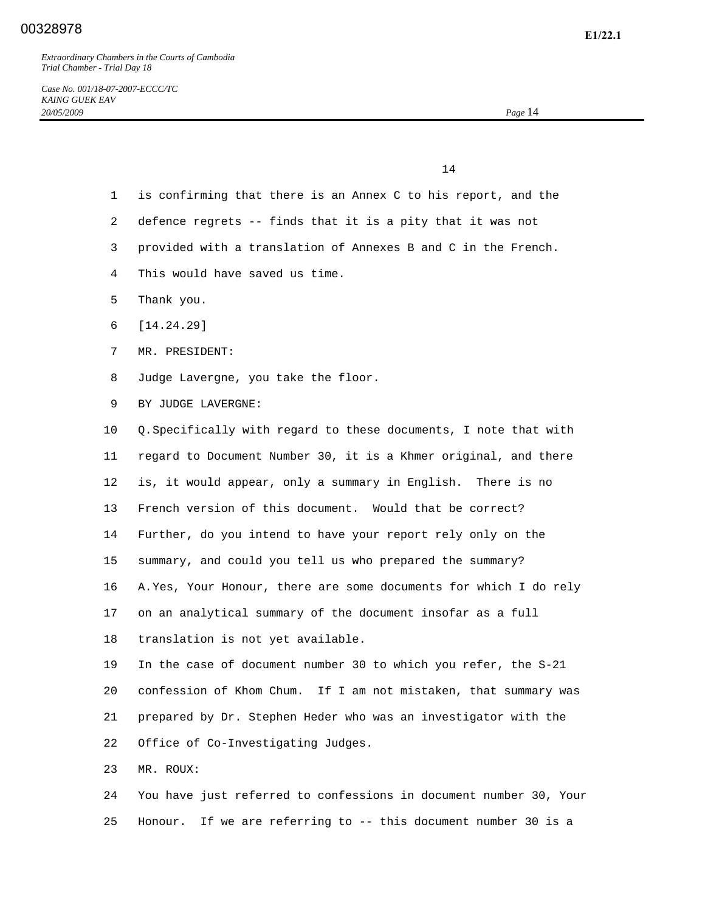is confirming that there is an Annex C to his report, and the defence regrets -- finds that it is a pity that it was not provided with a translation of Annexes B and C in the French. This would have saved us time.

Thank you.

[14.24.29]

MR. PRESIDENT:

Judge Lavergne, you take the floor.

BY JUDGE LAVERGNE:

Q. Specifically with regard to these documents, I note that with regard to Document Number 30, it is a Khmer original, and there is, it would appear, only a summary in English. There is no French version of this document. Would that be correct? Further, do you intend to have your report rely only on the summary, and could you tell us who prepared the summary?

A. Yes, Your Honour, there are some documents for which I do rely on an analytical summary of the document insofar as a full translation is not yet available.

In the case of document number 30 to which you refer, the S-21 confession of Khom Chum. If I am not mistaken, that summary was prepared by Dr. Stephen Heder who was an investigator with the Office of Co-Investigating Judges.

MR. ROUX:

You have just referred to confessions in document number 30, Your Honour. If we are referring to -- this document number 30 is a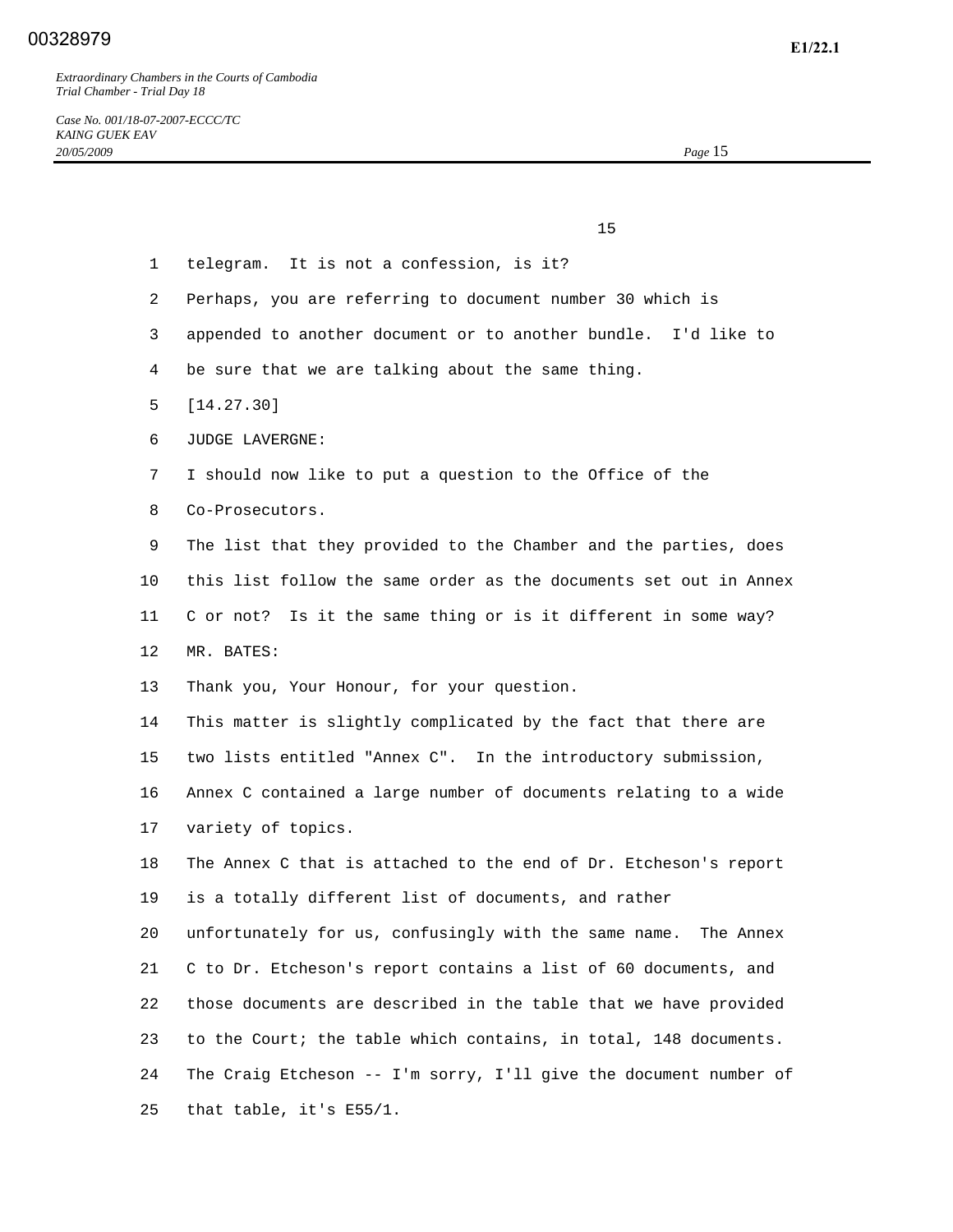telegram. It is not a confession, is it?

Perhaps, you are referring to document number 30 which is appended to another document or to another bundle. I'd like to be sure that we are talking about the same thing.

[14.27.30]

JUDGE LAVERGNE:

I should now like to put a question to the Office of the Co-Prosecutors.

The list that they provided to the Chamber and the parties, does this list follow the same order as the documents set out in Annex C or not? Is it the same thing or is it different in some way?

MR. BATES:

Thank you, Your Honour, for your question.

This matter is slightly complicated by the fact that there are two lists entitled "Annex C". In the introductory submission, Annex C contained a large number of documents relating to a wide variety of topics.

The Annex C that is attached to the end of Dr. Etcheson's report is a totally different list of documents, and rather unfortunately for us, confusingly with the same name. The Annex C to Dr. Etcheson's report contains a list of 60 documents, and those documents are described in the table that we have provided to the Court; the table which contains, in total, 148 documents.

The Craig Etcheson -- I'm sorry, I'll give the document number of that table, it's E55/1.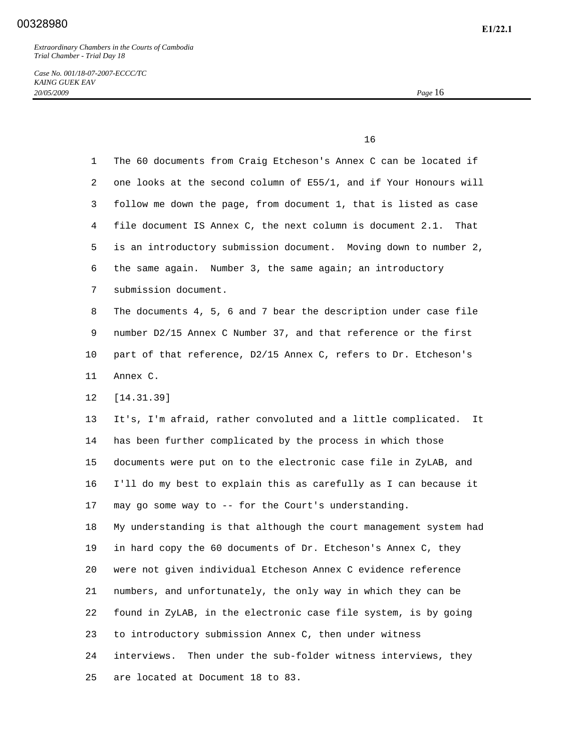The 60 documents from Craig Etcheson's Annex C can be located if one looks at the second column of E55/1, and if Your Honours will follow me down the page, from document 1, that is listed as case file document IS Annex C, the next column is document 2.1. That is an introductory submission document. Moving down to number 2, the same again. Number 3, the same again; an introductory submission document.

The documents 4, 5, 6 and 7 bear the description under case file number D2/15 Annex C Number 37, and that reference or the first part of that reference, D2/15 Annex C, refers to Dr. Etcheson's Annex C.

[14.31.39]

It's, I'm afraid, rather convoluted and a little complicated. It has been further complicated by the process in which those documents were put on to the electronic case file in ZyLAB, and I'll do my best to explain this as carefully as I can because it may go some way to -- for the Court's understanding.

My understanding is that although the court management system had in hard copy the 60 documents of Dr. Etcheson's Annex C, they were not given individual Etcheson Annex C evidence reference numbers, and unfortunately, the only way in which they can be found in ZyLAB, in the electronic case file system, is by going to introductory submission Annex C, then under witness interviews. Then under the sub-folder witness interviews, they are located at Document 18 to 83.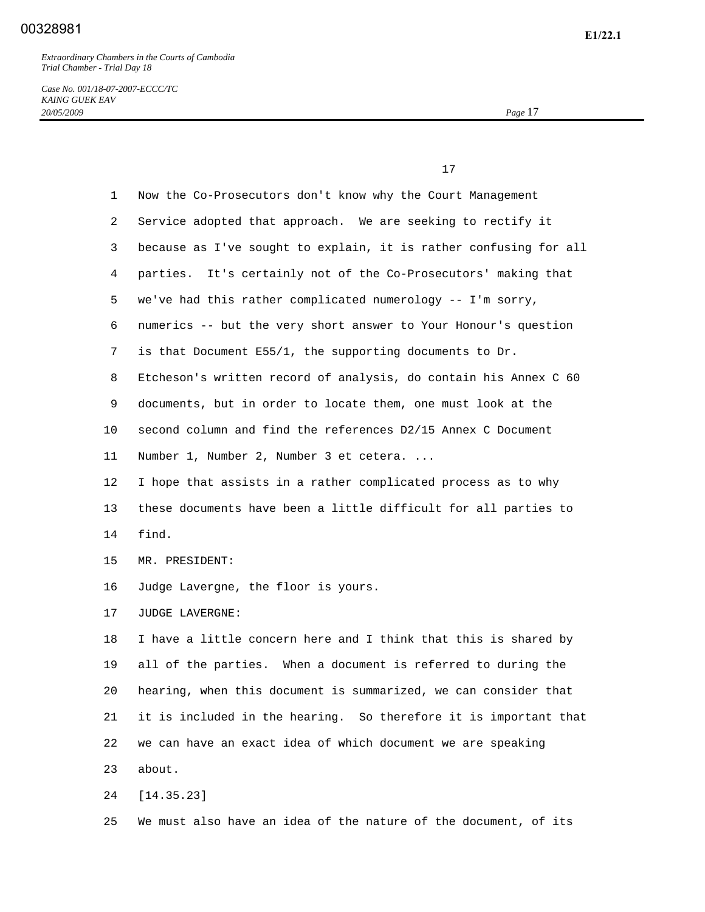Now the Co-Prosecutors don't know why the Court Management Service adopted that approach. We are seeking to rectify it because as I've sought to explain, it is rather confusing for all parties. It's certainly not of the Co-Prosecutors' making that we've had this rather complicated numerology -- I'm sorry, numerics -- but the very short answer to Your Honour's question is that Document E55/1, the supporting documents to Dr. Etcheson's written record of analysis, do contain his Annex C 60 documents, but in order to locate them, one must look at the second column and find the references D2/15 Annex C Document Number 1, Number 2, Number 3 et cetera. ...

I hope that assists in a rather complicated process as to why these documents have been a little difficult for all parties to find.

MR. PRESIDENT:

Judge Lavergne, the floor is yours.

JUDGE LAVERGNE:

I have a little concern here and I think that this is shared by all of the parties. When a document is referred to during the hearing, when this document is summarized, we can consider that it is included in the hearing. So therefore it is important that we can have an exact idea of which document we are speaking about.

[14.35.23]

We must also have an idea of the nature of the document, of its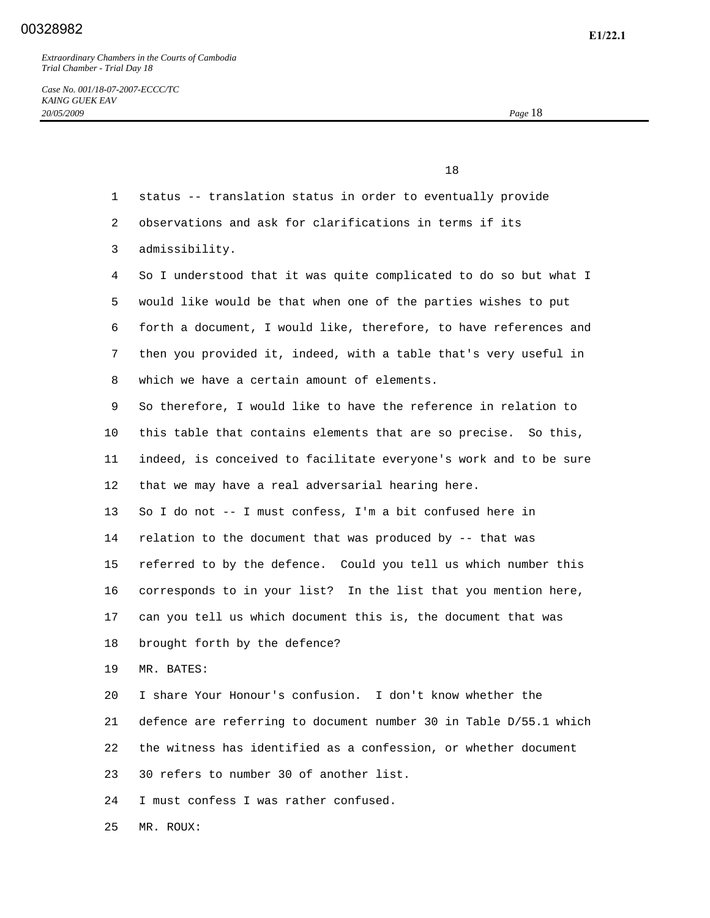status -- translation status in order to eventually provide observations and ask for clarifications in terms if its admissibility.

So I understood that it was quite complicated to do so but what I would like would be that when one of the parties wishes to put forth a document, I would like, therefore, to have references and then you provided it, indeed, with a table that's very useful in which we have a certain amount of elements.

So therefore, I would like to have the reference in relation to this table that contains elements that are so precise. So this, indeed, is conceived to facilitate everyone's work and to be sure that we may have a real adversarial hearing here.

So I do not -- I must confess, I'm a bit confused here in relation to the document that was produced by -- that was referred to by the defence. Could you tell us which number this corresponds to in your list? In the list that you mention here, can you tell us which document this is, the document that was brought forth by the defence?

MR. BATES:

I share Your Honour's confusion. I don't know whether the defence are referring to document number 30 in Table D/55.1 which the witness has identified as a confession, or whether document 30 refers to number 30 of another list.

I must confess I was rather confused.

MR. ROUX: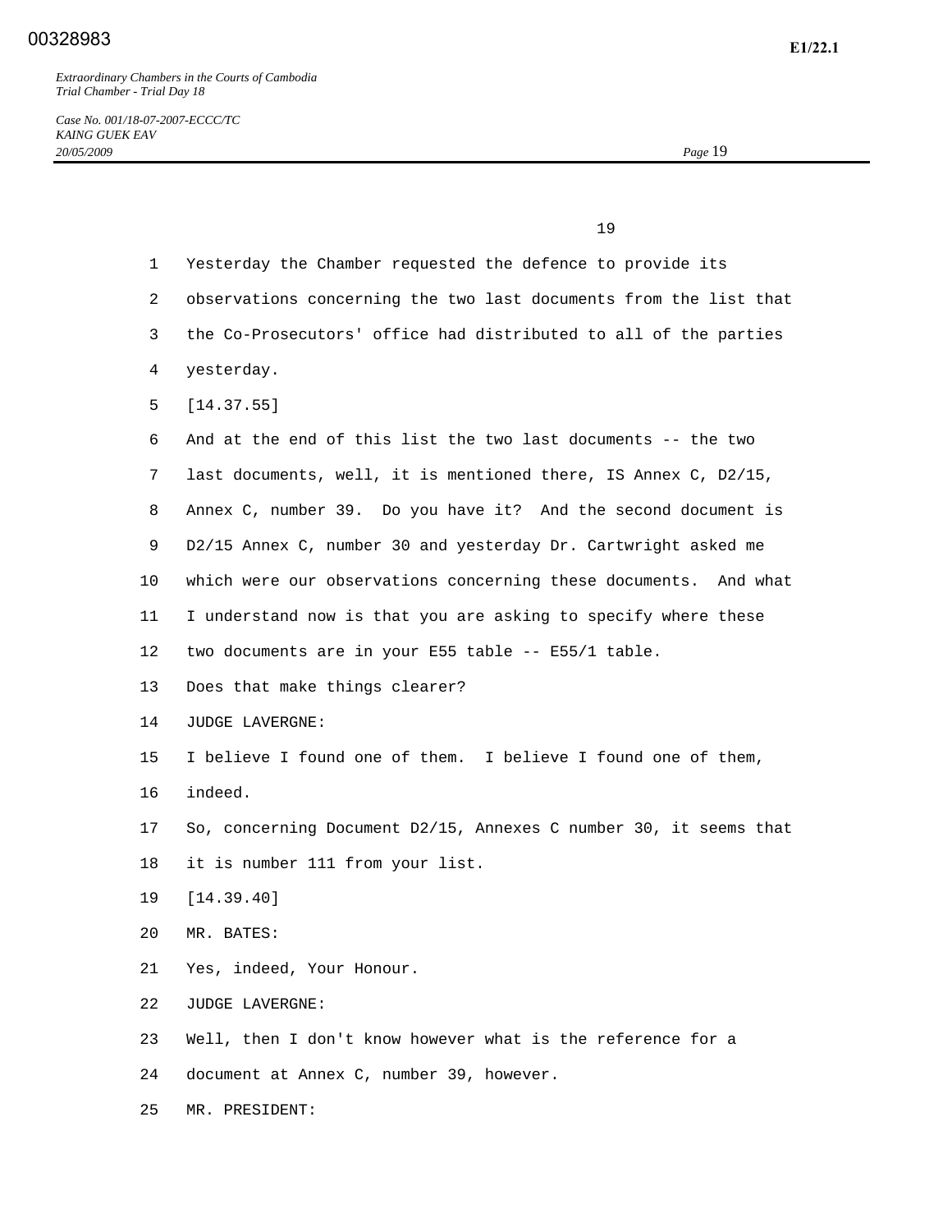Yesterday the Chamber requested the defence to provide its observations concerning the two last documents from the list that the Co-Prosecutors' office had distributed to all of the parties yesterday.

[14.37.55]

And at the end of this list the two last documents -- the two last documents, well, it is mentioned there, IS Annex C, D2/15, Annex C, number 39. Do you have it? And the second document is D2/15 Annex C, number 30 and yesterday Dr. Cartwright asked me which were our observations concerning these documents. And what I understand now is that you are asking to specify where these two documents are in your E55 table -- E55/1 table.

Does that make things clearer?

JUDGE LAVERGNE:

I believe I found one of them. I believe I found one of them, indeed.

So, concerning Document D2/15, Annexes C number 30, it seems that it is number 111 from your list.

[14.39.40]

MR. BATES:

Yes, indeed, Your Honour.

JUDGE LAVERGNE:

Well, then I don't know however what is the reference for a document at Annex C, number 39, however.

MR. PRESIDENT: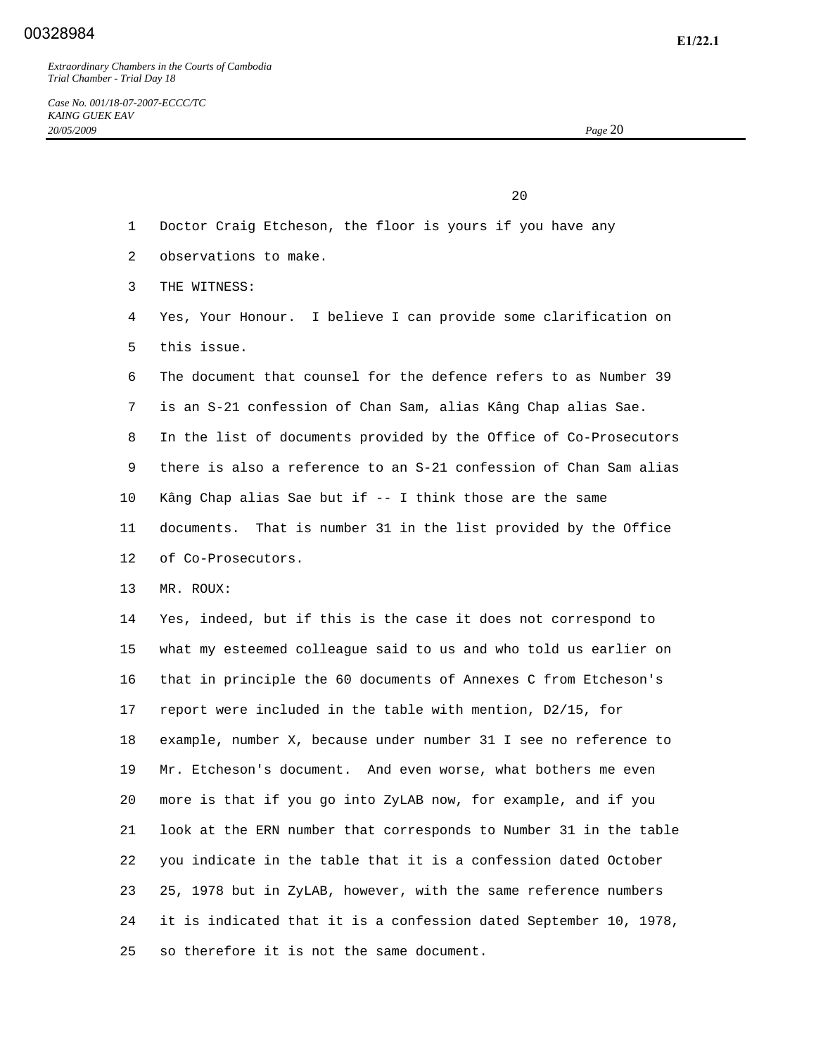Doctor Craig Etcheson, the floor is yours if you have any observations to make.

THE WITNESS:

Yes, Your Honour. I believe I can provide some clarification on this issue.

The document that counsel for the defence refers to as Number 39 is an S-21 confession of Chan Sam, alias Kâng Chap alias Sae. In the list of documents provided by the Office of Co-Prosecutors there is also a reference to an S-21 confession of Chan Sam alias Kâng Chap alias Sae but if -- I think those are the same documents. That is number 31 in the list provided by the Office of Co-Prosecutors.

MR. ROUX:

Yes, indeed, but if this is the case it does not correspond to what my esteemed colleague said to us and who told us earlier on that in principle the 60 documents of Annexes C from Etcheson's report were included in the table with mention, D2/15, for example, number X, because under number 31 I see no reference to Mr. Etcheson's document. And even worse, what bothers me even more is that if you go into ZyLAB now, for example, and if you look at the ERN number that corresponds to Number 31 in the table you indicate in the table that it is a confession dated October 25, 1978 but in ZyLAB, however, with the same reference numbers it is indicated that it is a confession dated September 10, 1978, so therefore it is not the same document.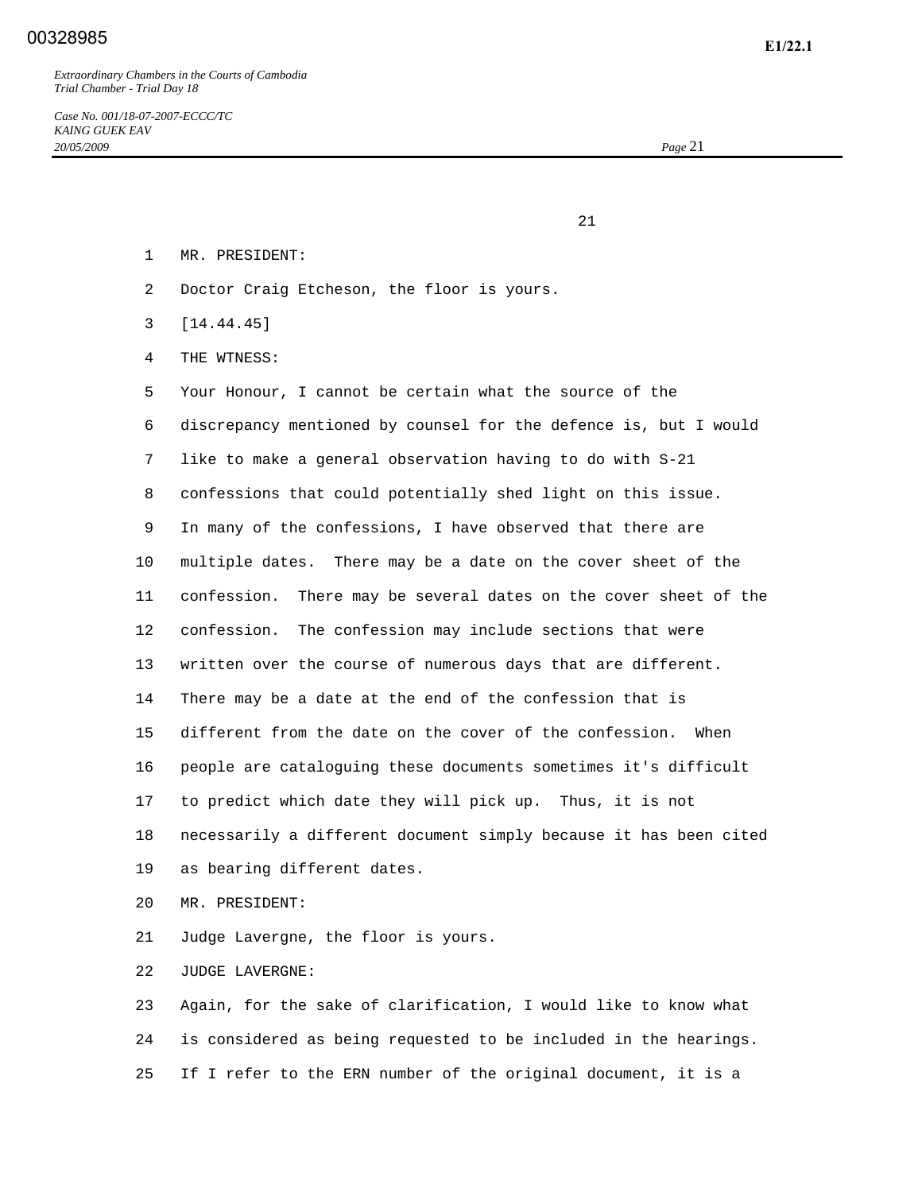MR. PRESIDENT:

Doctor Craig Etcheson, the floor is yours.

[14.44.45]

THE WTNESS:

Your Honour, I cannot be certain what the source of the discrepancy mentioned by counsel for the defence is, but I would like to make a general observation having to do with S-21 confessions that could potentially shed light on this issue. In many of the confessions, I have observed that there are multiple dates. There may be a date on the cover sheet of the confession. There may be several dates on the cover sheet of the confession. The confession may include sections that were written over the course of numerous days that are different. There may be a date at the end of the confession that is different from the date on the cover of the confession. When people are cataloguing these documents sometimes it's difficult to predict which date they will pick up. Thus, it is not necessarily a different document simply because it has been cited as bearing different dates.

MR. PRESIDENT:

Judge Lavergne, the floor is yours.

JUDGE LAVERGNE:

Again, for the sake of clarification, I would like to know what is considered as being requested to be included in the hearings. If I refer to the ERN number of the original document, it is a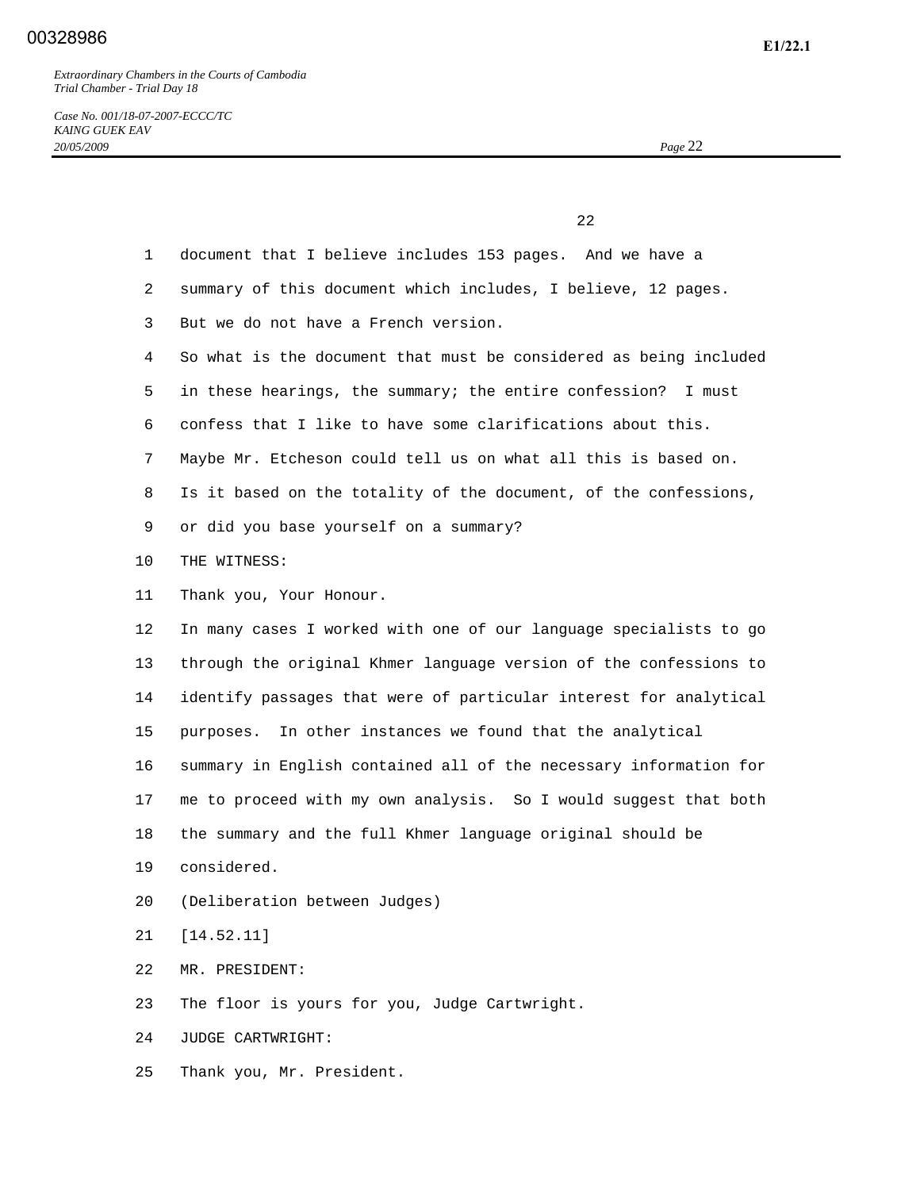document that I believe includes 153 pages. And we have a summary of this document which includes, I believe, 12 pages. But we do not have a French version.

So what is the document that must be considered as being included in these hearings, the summary; the entire confession? I must confess that I like to have some clarifications about this.

Maybe Mr. Etcheson could tell us on what all this is based on. Is it based on the totality of the document, of the confessions, or did you base yourself on a summary?

THE WITNESS:

Thank you, Your Honour.

In many cases I worked with one of our language specialists to go through the original Khmer language version of the confessions to identify passages that were of particular interest for analytical purposes. In other instances we found that the analytical summary in English contained all of the necessary information for me to proceed with my own analysis. So I would suggest that both the summary and the full Khmer language original should be considered.

(Deliberation between Judges)

[14.52.11]

MR. PRESIDENT:

The floor is yours for you, Judge Cartwright.

JUDGE CARTWRIGHT:

Thank you, Mr. President.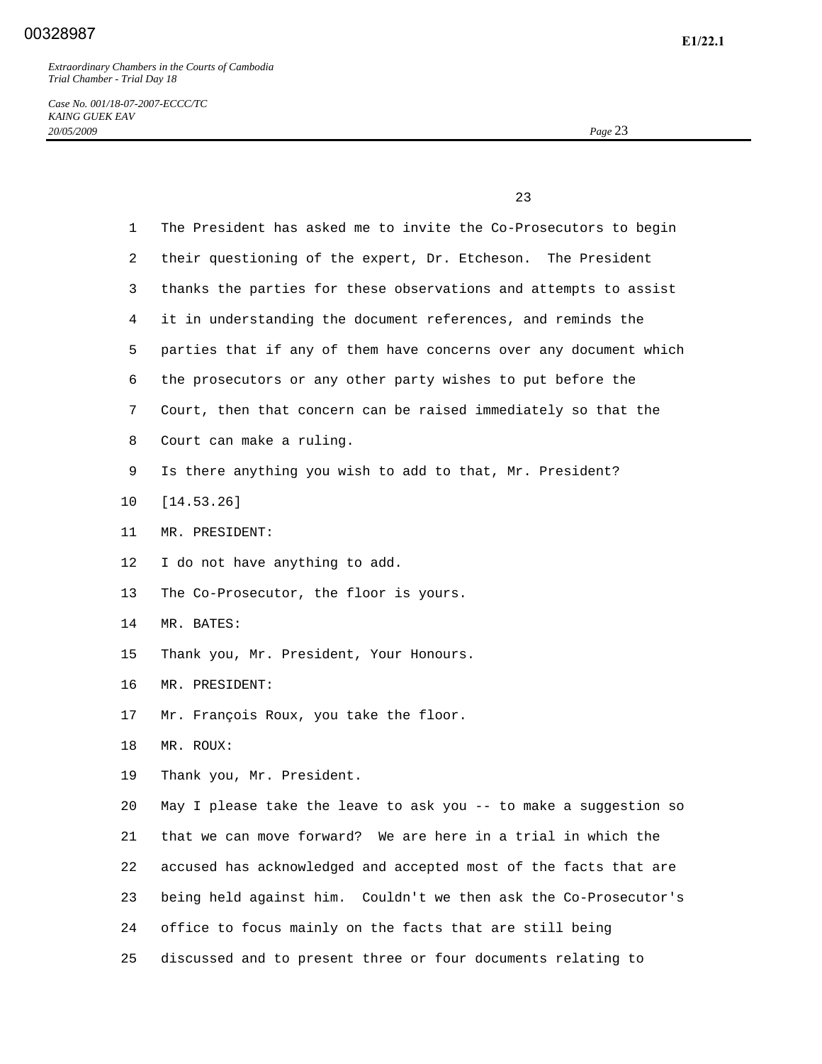The President has asked me to invite the Co-Prosecutors to begin their questioning of the expert, Dr. Etcheson. The President thanks the parties for these observations and attempts to assist it in understanding the document references, and reminds the parties that if any of them have concerns over any document which the prosecutors or any other party wishes to put before the Court, then that concern can be raised immediately so that the Court can make a ruling.

Is there anything you wish to add to that, Mr. President?

[14.53.26]

MR. PRESIDENT:

I do not have anything to add.

The Co-Prosecutor, the floor is yours.

MR. BATES:

Thank you, Mr. President, Your Honours.

MR. PRESIDENT:

Mr. François Roux, you take the floor.

MR. ROUX:

Thank you, Mr. President.

May I please take the leave to ask you -- to make a suggestion so that we can move forward? We are here in a trial in which the accused has acknowledged and accepted most of the facts that are being held against him. Couldn't we then ask the Co-Prosecutor's office to focus mainly on the facts that are still being discussed and to present three or four documents relating to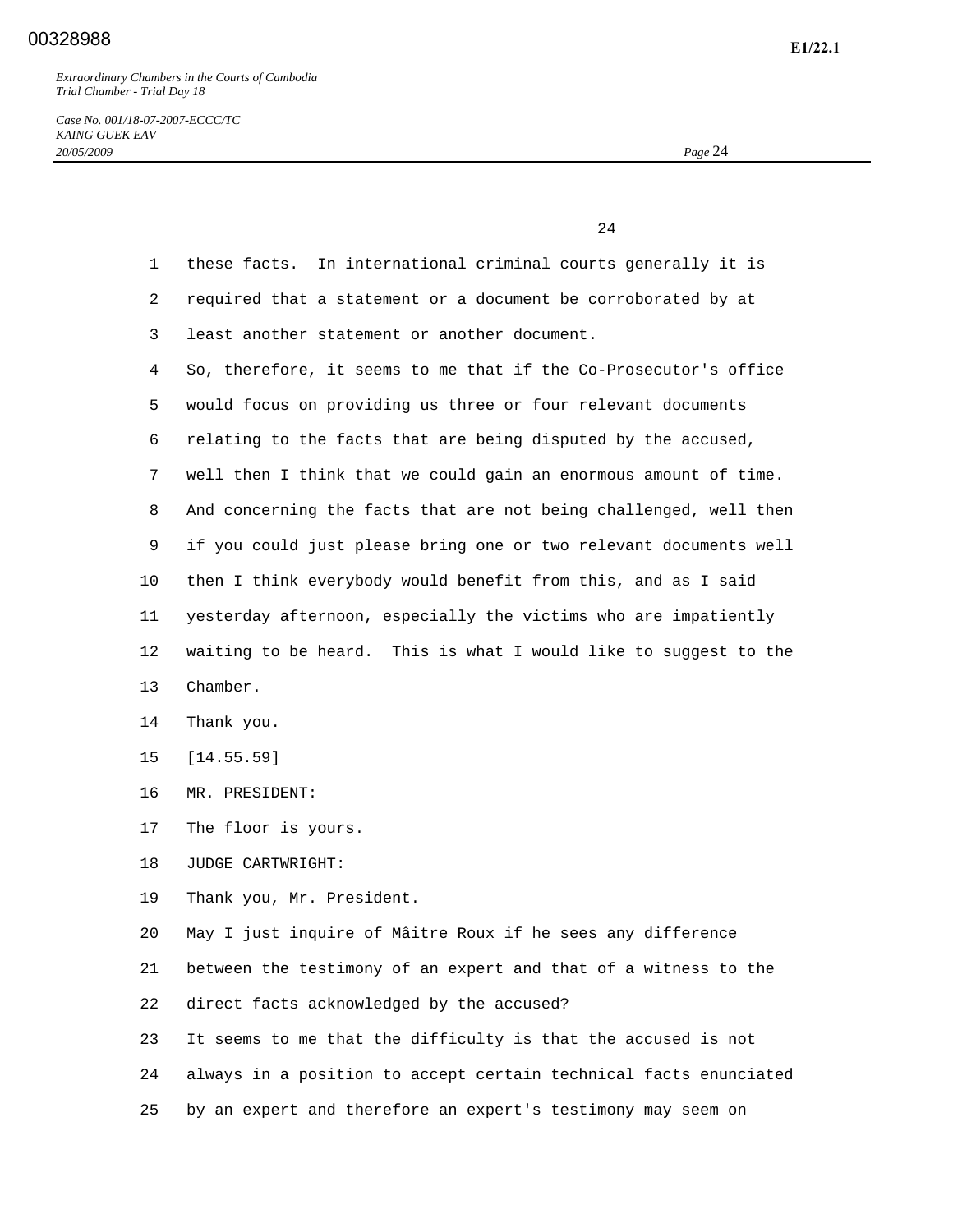these facts. In international criminal courts generally it is required that a statement or a document be corroborated by at least another statement or another document.

So, therefore, it seems to me that if the Co-Prosecutor's office would focus on providing us three or four relevant documents relating to the facts that are being disputed by the accused, well then I think that we could gain an enormous amount of time. And concerning the facts that are not being challenged, well then if you could just please bring one or two relevant documents well then I think everybody would benefit from this, and as I said yesterday afternoon, especially the victims who are impatiently waiting to be heard. This is what I would like to suggest to the Chamber.

Thank you.

[14.55.59]

MR. PRESIDENT:

The floor is yours.

JUDGE CARTWRIGHT:

Thank you, Mr. President.

May I just inquire of Mâitre Roux if he sees any difference between the testimony of an expert and that of a witness to the direct facts acknowledged by the accused?

It seems to me that the difficulty is that the accused is not always in a position to accept certain technical facts enunciated by an expert and therefore an expert's testimony may seem on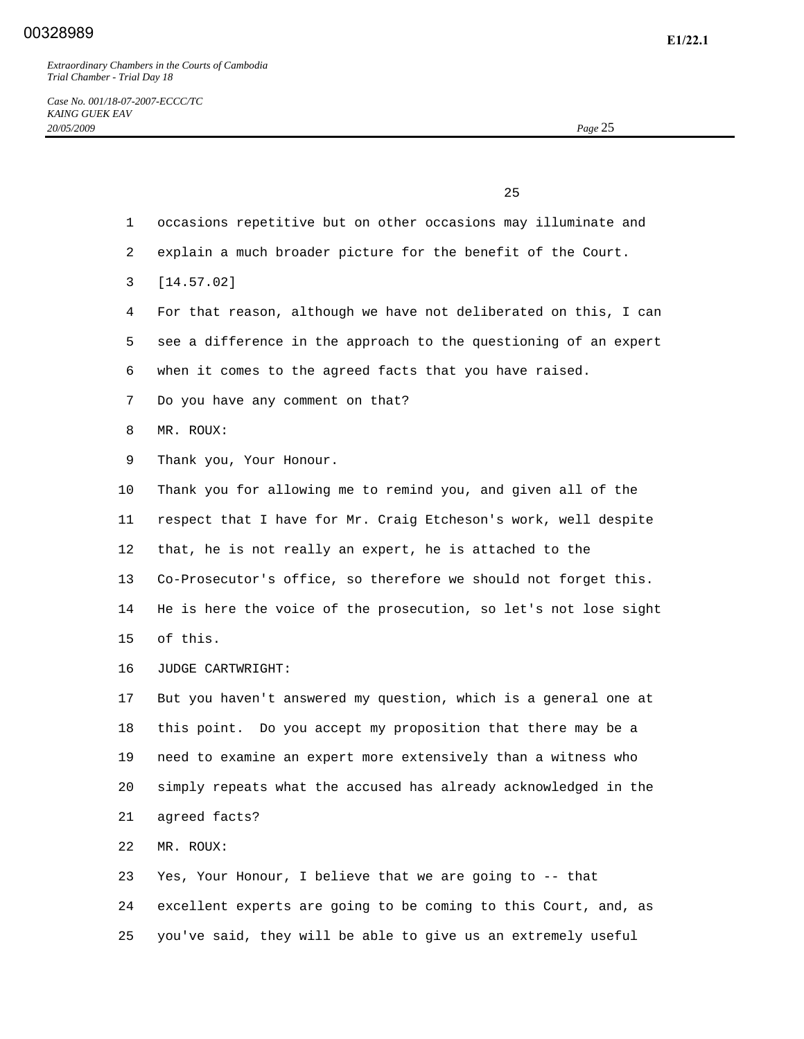occasions repetitive but on other occasions may illuminate and explain a much broader picture for the benefit of the Court.

[14.57.02]

For that reason, although we have not deliberated on this, I can see a difference in the approach to the questioning of an expert when it comes to the agreed facts that you have raised.

Do you have any comment on that?

MR. ROUX:

Thank you, Your Honour.

Thank you for allowing me to remind you, and given all of the respect that I have for Mr. Craig Etcheson's work, well despite that, he is not really an expert, he is attached to the Co-Prosecutor's office, so therefore we should not forget this. He is here the voice of the prosecution, so let's not lose sight of this.

JUDGE CARTWRIGHT:

But you haven't answered my question, which is a general one at this point. Do you accept my proposition that there may be a need to examine an expert more extensively than a witness who simply repeats what the accused has already acknowledged in the agreed facts?

MR. ROUX:

Yes, Your Honour, I believe that we are going to -- that excellent experts are going to be coming to this Court, and, as you've said, they will be able to give us an extremely useful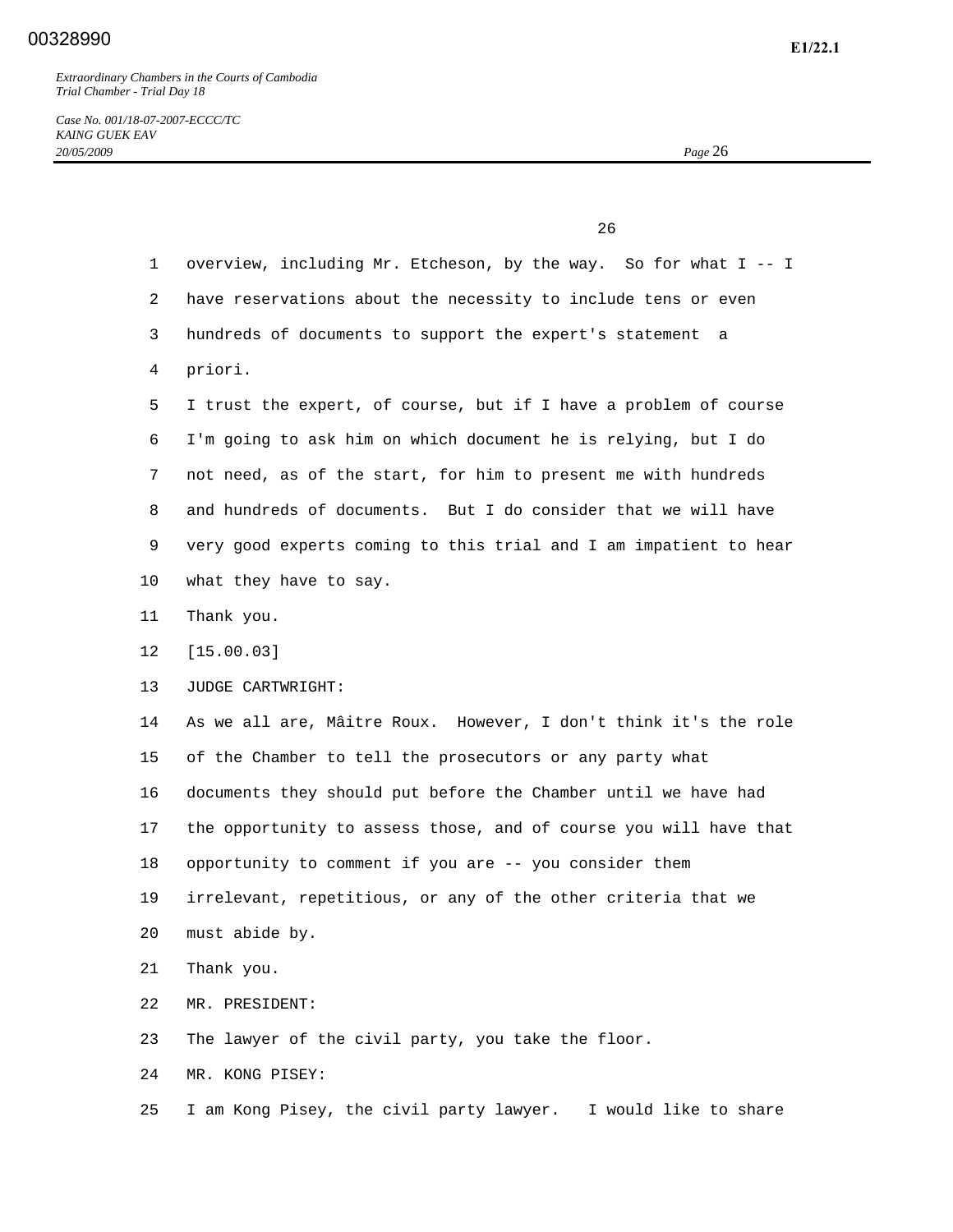overview, including Mr. Etcheson, by the way. So for what I -- I have reservations about the necessity to include tens or even hundreds of documents to support the expert's statement a priori.

I trust the expert, of course, but if I have a problem of course I'm going to ask him on which document he is relying, but I do not need, as of the start, for him to present me with hundreds and hundreds of documents. But I do consider that we will have very good experts coming to this trial and I am impatient to hear what they have to say.

Thank you.

[15.00.03]

JUDGE CARTWRIGHT:

As we all are, Mâitre Roux. However, I don't think it's the role of the Chamber to tell the prosecutors or any party what documents they should put before the Chamber until we have had the opportunity to assess those, and of course you will have that opportunity to comment if you are -- you consider them irrelevant, repetitious, or any of the other criteria that we must abide by.

Thank you.

MR. PRESIDENT:

The lawyer of the civil party, you take the floor.

MR. KONG PISEY:

I am Kong Pisey, the civil party lawyer. I would like to share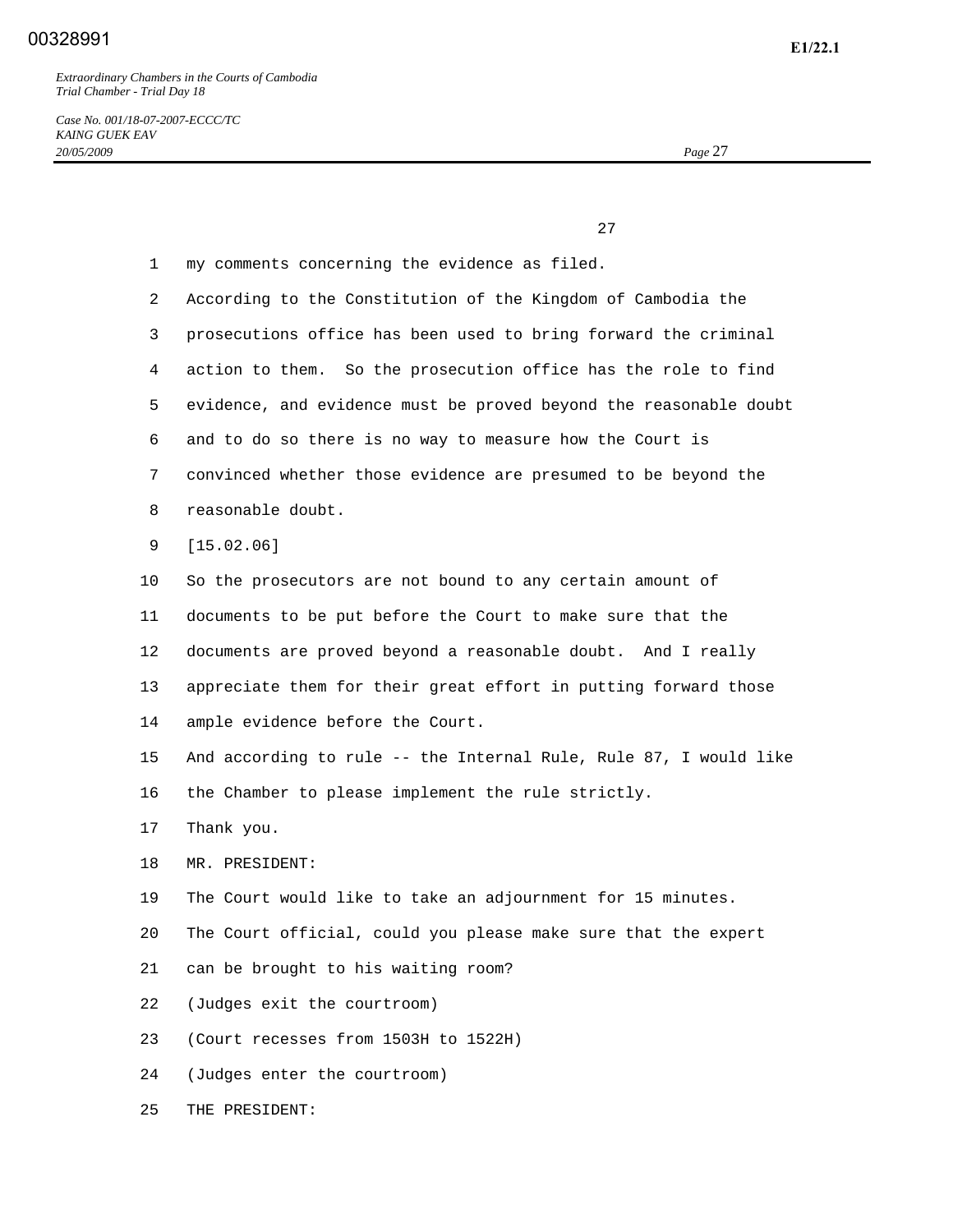my comments concerning the evidence as filed.

According to the Constitution of the Kingdom of Cambodia the prosecutions office has been used to bring forward the criminal action to them. So the prosecution office has the role to find evidence, and evidence must be proved beyond the reasonable doubt and to do so there is no way to measure how the Court is convinced whether those evidence are presumed to be beyond the reasonable doubt.

[15.02.06]

So the prosecutors are not bound to any certain amount of documents to be put before the Court to make sure that the documents are proved beyond a reasonable doubt. And I really appreciate them for their great effort in putting forward those ample evidence before the Court.

And according to rule -- the Internal Rule, Rule 87, I would like the Chamber to please implement the rule strictly.

Thank you.

MR. PRESIDENT:

The Court would like to take an adjournment for 15 minutes.

The Court official, could you please make sure that the expert can be brought to his waiting room?

(Judges exit the courtroom)

(Court recesses from 1503H to 1522H)

(Judges enter the courtroom)

THE PRESIDENT: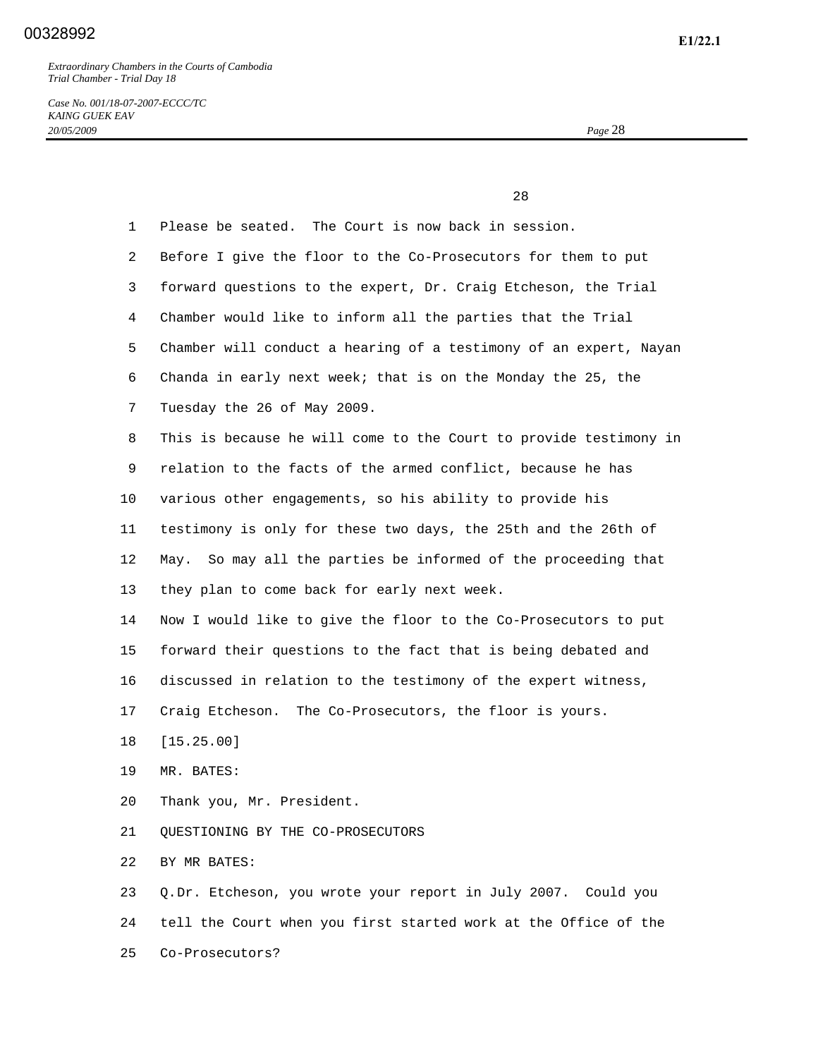Please be seated. The Court is now back in session.

Before I give the floor to the Co-Prosecutors for them to put forward questions to the expert, Dr. Craig Etcheson, the Trial Chamber would like to inform all the parties that the Trial Chamber will conduct a hearing of a testimony of an expert, Nayan Chanda in early next week; that is on the Monday the 25, the Tuesday the 26 of May 2009.

This is because he will come to the Court to provide testimony in relation to the facts of the armed conflict, because he has various other engagements, so his ability to provide his testimony is only for these two days, the 25th and the 26th of May. So may all the parties be informed of the proceeding that they plan to come back for early next week.

Now I would like to give the floor to the Co-Prosecutors to put forward their questions to the fact that is being debated and discussed in relation to the testimony of the expert witness, Craig Etcheson. The Co-Prosecutors, the floor is yours.

[15.25.00]

MR. BATES:

Thank you, Mr. President.

QUESTIONING BY THE CO-PROSECUTORS

BY MR BATES:

Q.Dr. Etcheson, you wrote your report in July 2007. Could you tell the Court when you first started work at the Office of the Co-Prosecutors?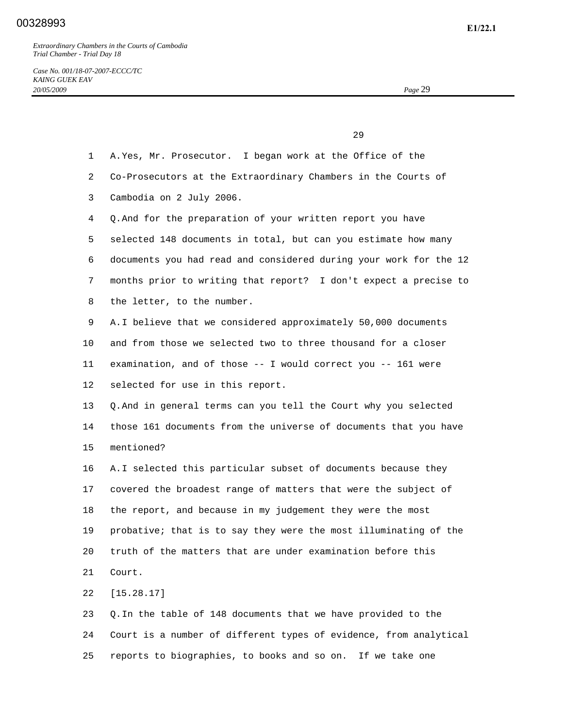A. Yes, Mr. Prosecutor. I began work at the Office of the Co-Prosecutors at the Extraordinary Chambers in the Courts of Cambodia on 2 July 2006.

Q. And for the preparation of your written report you have selected 148 documents in total, but can you estimate how many documents you had read and considered during your work for the 12 months prior to writing that report? I don't expect a precise to the letter, to the number.

A. I believe that we considered approximately 50,000 documents and from those we selected two to three thousand for a closer examination, and of those -- I would correct you -- 161 were selected for use in this report.

Q. And in general terms can you tell the Court why you selected those 161 documents from the universe of documents that you have mentioned?

A. I selected this particular subset of documents because they covered the broadest range of matters that were the subject of the report, and because in my judgement they were the most probative; that is to say they were the most illuminating of the truth of the matters that are under examination before this Court.

[15.28.17]

Q. In the table of 148 documents that we have provided to the Court is a number of different types of evidence, from analytical reports to biographies, to books and so on. If we take one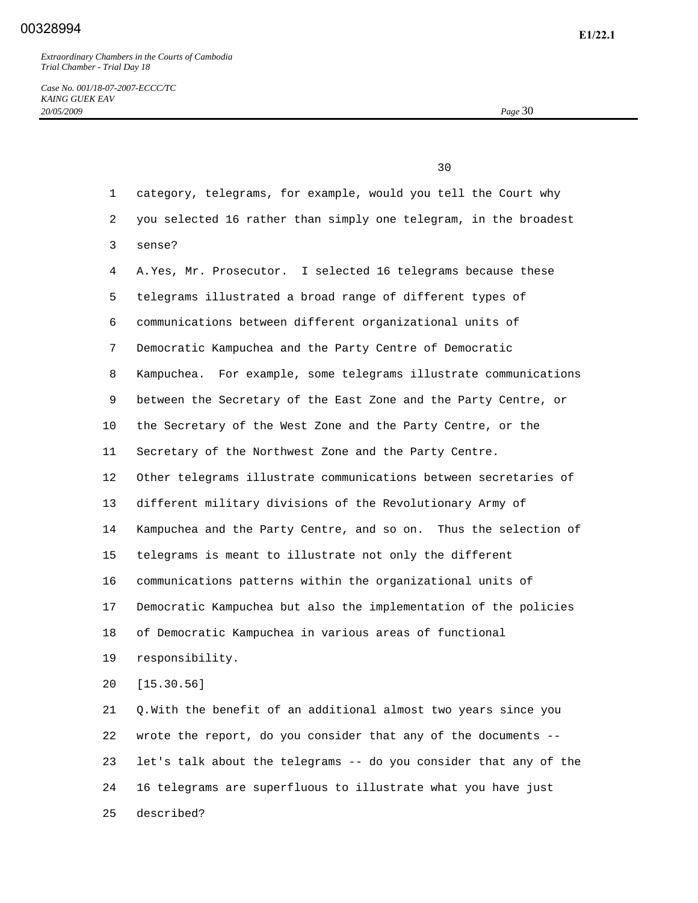category, telegrams, for example, would you tell the Court why you selected 16 rather than simply one telegram, in the broadest sense?

A. Yes, Mr. Prosecutor. I selected 16 telegrams because these telegrams illustrated a broad range of different types of communications between different organizational units of Democratic Kampuchea and the Party Centre of Democratic Kampuchea. For example, some telegrams illustrate communications between the Secretary of the East Zone and the Party Centre, or the Secretary of the West Zone and the Party Centre, or the Secretary of the Northwest Zone and the Party Centre.

Other telegrams illustrate communications between secretaries of different military divisions of the Revolutionary Army of Kampuchea and the Party Centre, and so on. Thus the selection of telegrams is meant to illustrate not only the different communications patterns within the organizational units of Democratic Kampuchea but also the implementation of the policies of Democratic Kampuchea in various areas of functional responsibility.

[15.30.56]

Q. With the benefit of an additional almost two years since you wrote the report, do you consider that any of the documents -- let's talk about the telegrams -- do you consider that any of the 16 telegrams are superfluous to illustrate what you have just described?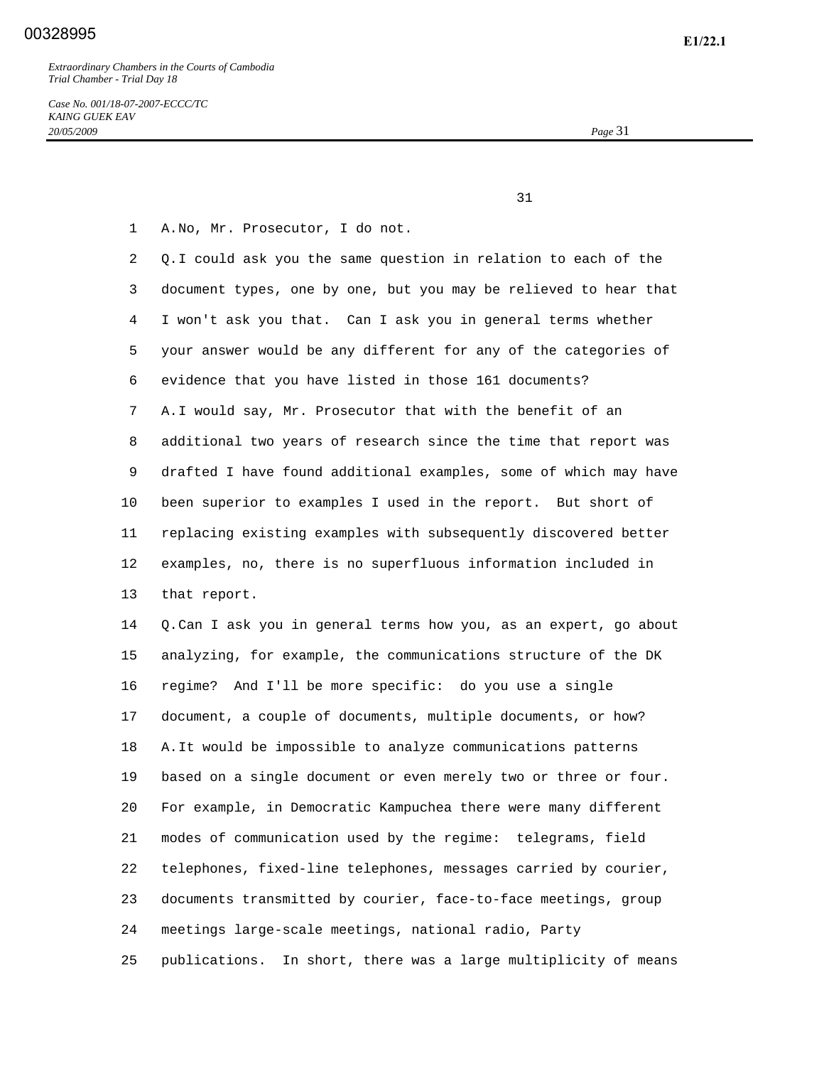A. No, Mr. Prosecutor, I do not.

Q. I could ask you the same question in relation to each of the document types, one by one, but you may be relieved to hear that I won't ask you that. Can I ask you in general terms whether your answer would be any different for any of the categories of evidence that you have listed in those 161 documents?

A. I would say, Mr. Prosecutor that with the benefit of an additional two years of research since the time that report was drafted I have found additional examples, some of which may have been superior to examples I used in the report. But short of replacing existing examples with subsequently discovered better examples, no, there is no superfluous information included in that report.

Q. Can I ask you in general terms how you, as an expert, go about analyzing, for example, the communications structure of the DK regime? And I'll be more specific: do you use a single document, a couple of documents, multiple documents, or how?

A. It would be impossible to analyze communications patterns based on a single document or even merely two or three or four. For example, in Democratic Kampuchea there were many different modes of communication used by the regime: telegrams, field telephones, fixed-line telephones, messages carried by courier, documents transmitted by courier, face-to-face meetings, group meetings large-scale meetings, national radio, Party publications. In short, there was a large multiplicity of means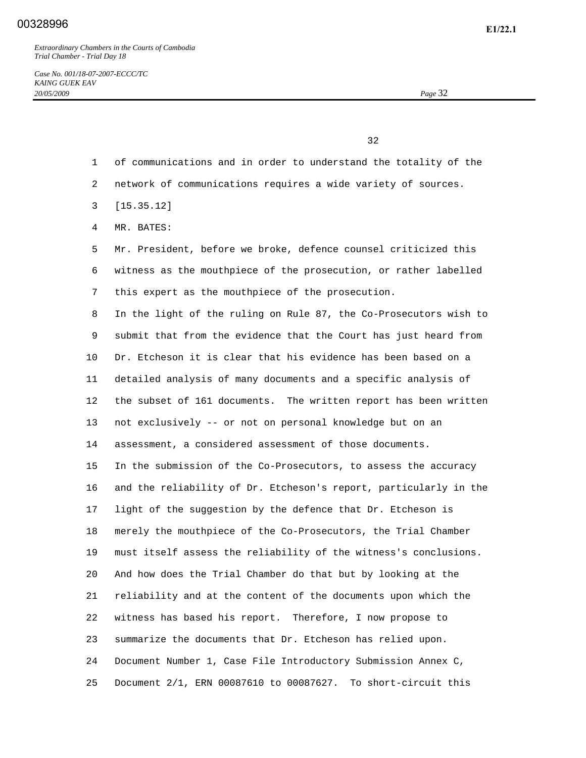of communications and in order to understand the totality of the network of communications requires a wide variety of sources.

[15.35.12]

MR. BATES:

Mr. President, before we broke, defence counsel criticized this witness as the mouthpiece of the prosecution, or rather labelled this expert as the mouthpiece of the prosecution.

In the light of the ruling on Rule 87, the Co-Prosecutors wish to submit that from the evidence that the Court has just heard from Dr. Etcheson it is clear that his evidence has been based on a detailed analysis of many documents and a specific analysis of the subset of 161 documents. The written report has been written not exclusively -- or not on personal knowledge but on an assessment, a considered assessment of those documents.

In the submission of the Co-Prosecutors, to assess the accuracy and the reliability of Dr. Etcheson's report, particularly in the light of the suggestion by the defence that Dr. Etcheson is merely the mouthpiece of the Co-Prosecutors, the Trial Chamber must itself assess the reliability of the witness's conclusions. And how does the Trial Chamber do that but by looking at the reliability and at the content of the documents upon which the witness has based his report. Therefore, I now propose to summarize the documents that Dr. Etcheson has relied upon.

Document Number 1, Case File Introductory Submission Annex C, Document 2/1, ERN 00087610 to 00087627. To short-circuit this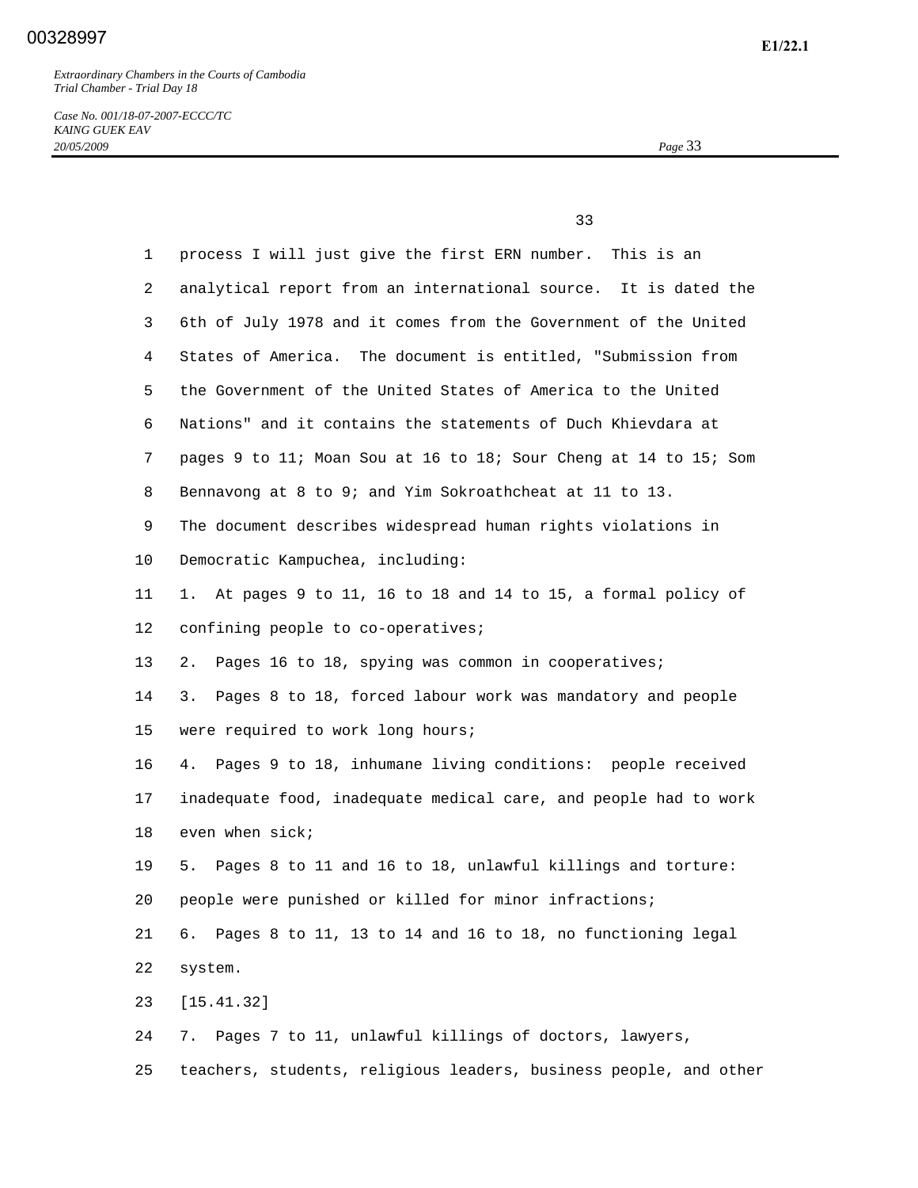process I will just give the first ERN number. This is an analytical report from an international source. It is dated the 6th of July 1978 and it comes from the Government of the United States of America. The document is entitled, "Submission from the Government of the United States of America to the United Nations" and it contains the statements of Duch Khievdara at pages 9 to 11; Moan Sou at 16 to 18; Sour Cheng at 14 to 15; Som Bennavong at 8 to 9; and Yim Sokroathcheat at 11 to 13.

The document describes widespread human rights violations in Democratic Kampuchea, including:

1. At pages 9 to 11, 16 to 18 and 14 to 15, a formal policy of confining people to co-operatives;
2. Pages 16 to 18, spying was common in cooperatives;
3. Pages 8 to 18, forced labour work was mandatory and people were required to work long hours;
4. Pages 9 to 18, inhumane living conditions: people received inadequate food, inadequate medical care, and people had to work even when sick;
5. Pages 8 to 11 and 16 to 18, unlawful killings and torture: people were punished or killed for minor infractions;
6. Pages 8 to 11, 13 to 14 and 16 to 18, no functioning legal system.

[15.41.32]

7. Pages 7 to 11, unlawful killings of doctors, lawyers, teachers, students, religious leaders, business people, and other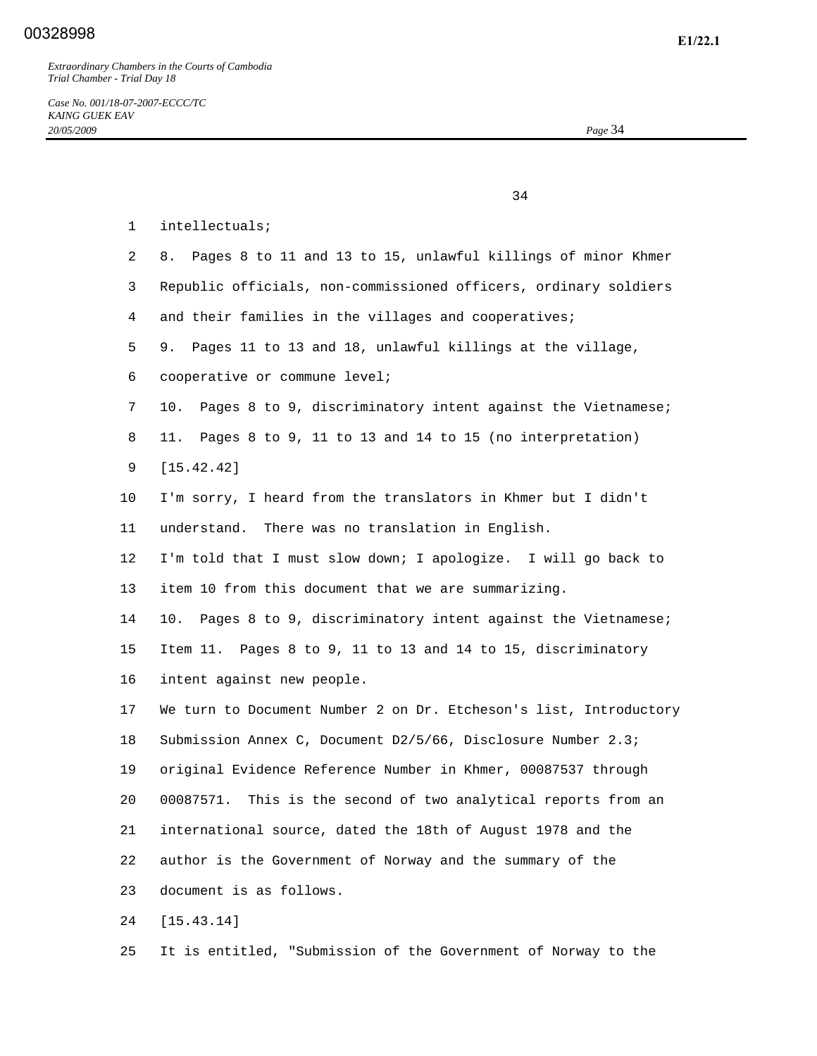intellectuals;

8. Pages 8 to 11 and 13 to 15, unlawful killings of minor Khmer Republic officials, non-commissioned officers, ordinary soldiers and their families in the villages and cooperatives;

9. Pages 11 to 13 and 18, unlawful killings at the village, cooperative or commune level;

10. Pages 8 to 9, discriminatory intent against the Vietnamese;

11. Pages 8 to 9, 11 to 13 and 14 to 15 (no interpretation)

[15.42.42]

I'm sorry, I heard from the translators in Khmer but I didn't understand. There was no translation in English.

I'm told that I must slow down; I apologize. I will go back to item 10 from this document that we are summarizing.

10. Pages 8 to 9, discriminatory intent against the Vietnamese;

Item 11. Pages 8 to 9, 11 to 13 and 14 to 15, discriminatory intent against new people.

We turn to Document Number 2 on Dr. Etcheson's list, Introductory Submission Annex C, Document D2/5/66, Disclosure Number 2.3; original Evidence Reference Number in Khmer, 00087537 through 00087571. This is the second of two analytical reports from an international source, dated the 18th of August 1978 and the author is the Government of Norway and the summary of the document is as follows.

[15.43.14]

It is entitled, "Submission of the Government of Norway to the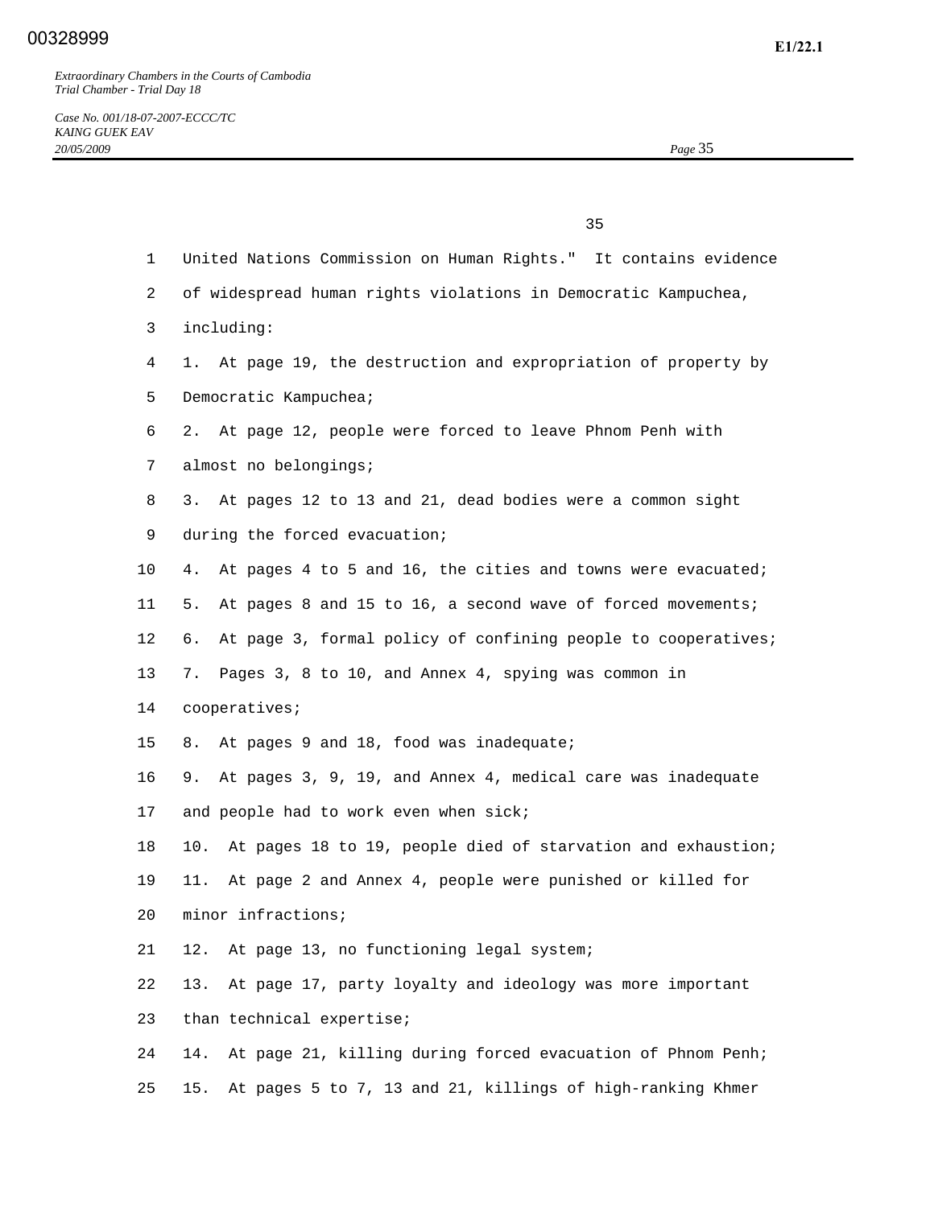United Nations Commission on Human Rights." It contains evidence of widespread human rights violations in Democratic Kampuchea, including:

1. At page 19, the destruction and expropriation of property by Democratic Kampuchea;
2. At page 12, people were forced to leave Phnom Penh with almost no belongings;
3. At pages 12 to 13 and 21, dead bodies were a common sight during the forced evacuation;
4. At pages 4 to 5 and 16, the cities and towns were evacuated;
5. At pages 8 and 15 to 16, a second wave of forced movements;
6. At page 3, formal policy of confining people to cooperatives;
7. Pages 3, 8 to 10, and Annex 4, spying was common in cooperatives;
8. At pages 9 and 18, food was inadequate;
9. At pages 3, 9, 19, and Annex 4, medical care was inadequate and people had to work even when sick;
10. At pages 18 to 19, people died of starvation and exhaustion;
11. At page 2 and Annex 4, people were punished or killed for minor infractions;
12. At page 13, no functioning legal system;
13. At page 17, party loyalty and ideology was more important than technical expertise;
14. At page 21, killing during forced evacuation of Phnom Penh;
15. At pages 5 to 7, 13 and 21, killings of high-ranking Khmer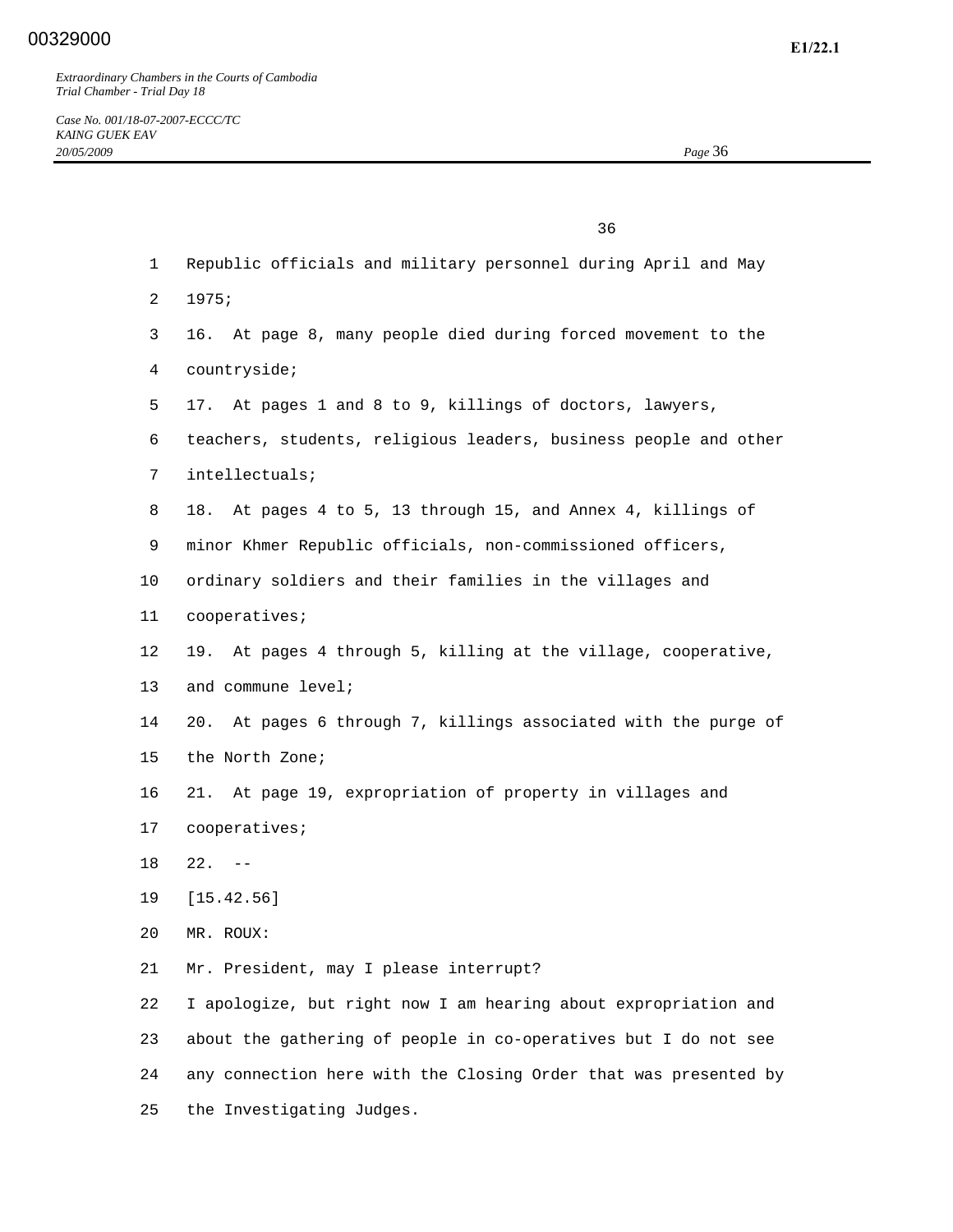Republic officials and military personnel during April and May 1975;

16. At page 8, many people died during forced movement to the countryside;

17. At pages 1 and 8 to 9, killings of doctors, lawyers, teachers, students, religious leaders, business people and other intellectuals;

18. At pages 4 to 5, 13 through 15, and Annex 4, killings of minor Khmer Republic officials, non-commissioned officers, ordinary soldiers and their families in the villages and cooperatives;

19. At pages 4 through 5, killing at the village, cooperative, and commune level;

20. At pages 6 through 7, killings associated with the purge of the North Zone;

21. At page 19, expropriation of property in villages and cooperatives;

22. --

[15.42.56]

MR. ROUX:

Mr. President, may I please interrupt?

I apologize, but right now I am hearing about expropriation and about the gathering of people in co-operatives but I do not see any connection here with the Closing Order that was presented by the Investigating Judges.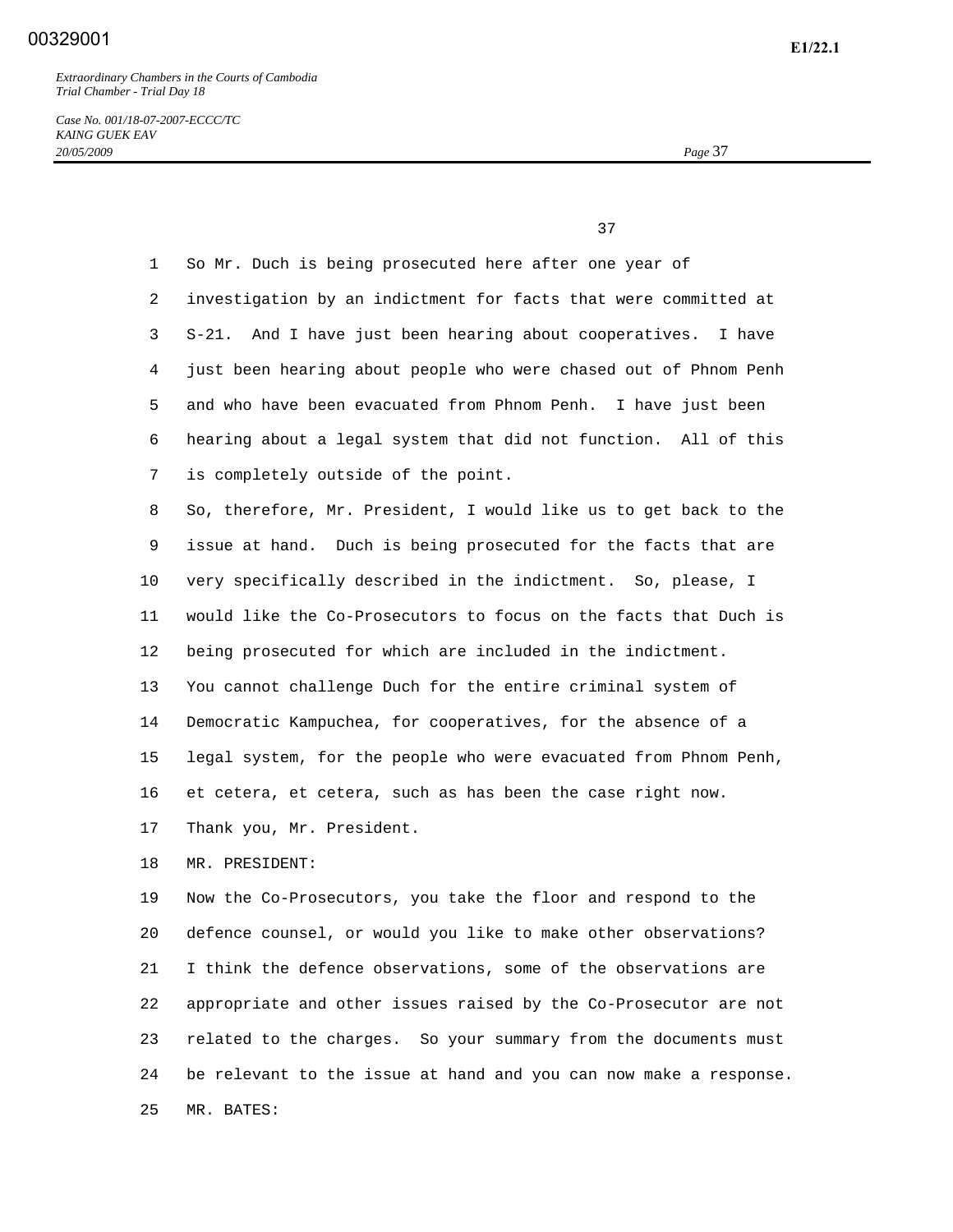So Mr. Duch is being prosecuted here after one year of investigation by an indictment for facts that were committed at S-21. And I have just been hearing about cooperatives. I have just been hearing about people who were chased out of Phnom Penh and who have been evacuated from Phnom Penh. I have just been hearing about a legal system that did not function. All of this is completely outside of the point.

So, therefore, Mr. President, I would like us to get back to the issue at hand. Duch is being prosecuted for the facts that are very specifically described in the indictment. So, please, I would like the Co-Prosecutors to focus on the facts that Duch is being prosecuted for which are included in the indictment.

You cannot challenge Duch for the entire criminal system of Democratic Kampuchea, for cooperatives, for the absence of a legal system, for the people who were evacuated from Phnom Penh, et cetera, et cetera, such as has been the case right now.

Thank you, Mr. President.

MR. PRESIDENT:

Now the Co-Prosecutors, you take the floor and respond to the defence counsel, or would you like to make other observations? I think the defence observations, some of the observations are appropriate and other issues raised by the Co-Prosecutor are not related to the charges. So your summary from the documents must be relevant to the issue at hand and you can now make a response.

MR. BATES: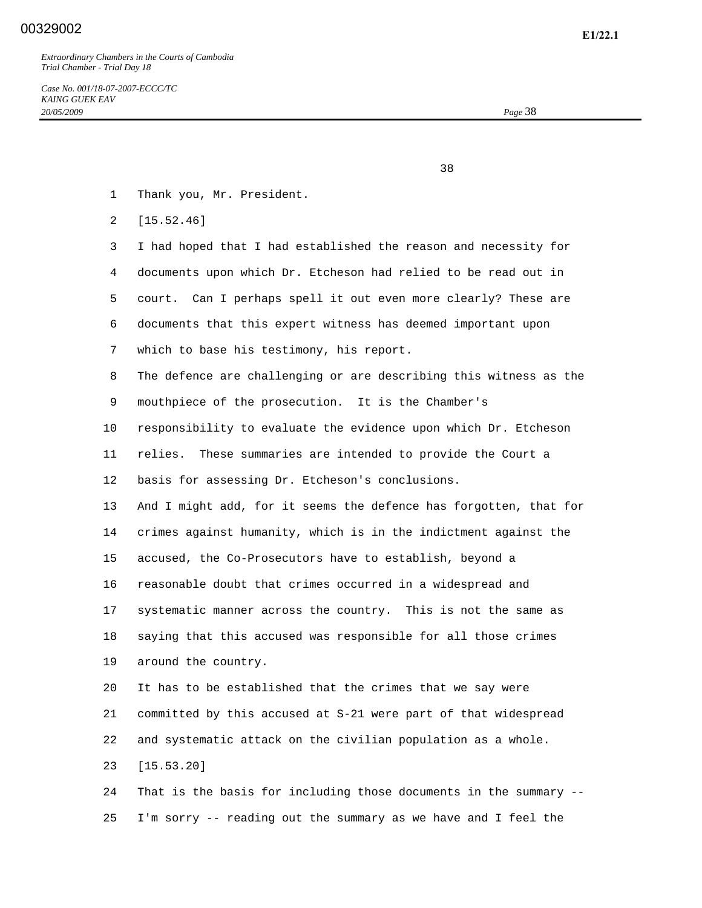Thank you, Mr. President.

[15.52.46]

I had hoped that I had established the reason and necessity for documents upon which Dr. Etcheson had relied to be read out in court.  Can I perhaps spell it out even more clearly? These are documents that this expert witness has deemed important upon which to base his testimony, his report.

The defence are challenging or are describing this witness as the mouthpiece of the prosecution.  It is the Chamber's responsibility to evaluate the evidence upon which Dr. Etcheson relies.  These summaries are intended to provide the Court a basis for assessing Dr. Etcheson's conclusions.

And I might add, for it seems the defence has forgotten, that for crimes against humanity, which is in the indictment against the accused, the Co-Prosecutors have to establish, beyond a reasonable doubt that crimes occurred in a widespread and systematic manner across the country.  This is not the same as saying that this accused was responsible for all those crimes around the country.

It has to be established that the crimes that we say were committed by this accused at S-21 were part of that widespread and systematic attack on the civilian population as a whole.

[15.53.20]

That is the basis for including those documents in the summary -- I'm sorry -- reading out the summary as we have and I feel the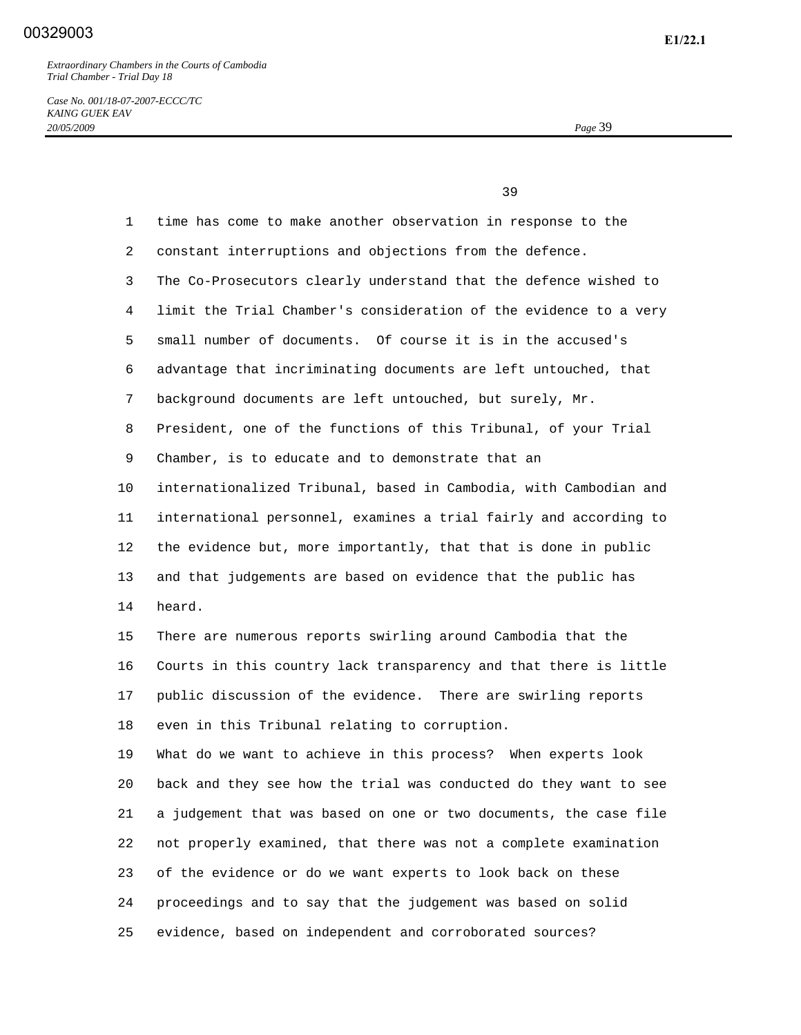time has come to make another observation in response to the constant interruptions and objections from the defence.

The Co-Prosecutors clearly understand that the defence wished to limit the Trial Chamber's consideration of the evidence to a very small number of documents. Of course it is in the accused's advantage that incriminating documents are left untouched, that background documents are left untouched, but surely, Mr. President, one of the functions of this Tribunal, of your Trial Chamber, is to educate and to demonstrate that an internationalized Tribunal, based in Cambodia, with Cambodian and international personnel, examines a trial fairly and according to the evidence but, more importantly, that that is done in public and that judgements are based on evidence that the public has heard.

There are numerous reports swirling around Cambodia that the Courts in this country lack transparency and that there is little public discussion of the evidence. There are swirling reports even in this Tribunal relating to corruption.

What do we want to achieve in this process? When experts look back and they see how the trial was conducted do they want to see a judgement that was based on one or two documents, the case file not properly examined, that there was not a complete examination of the evidence or do we want experts to look back on these proceedings and to say that the judgement was based on solid evidence, based on independent and corroborated sources?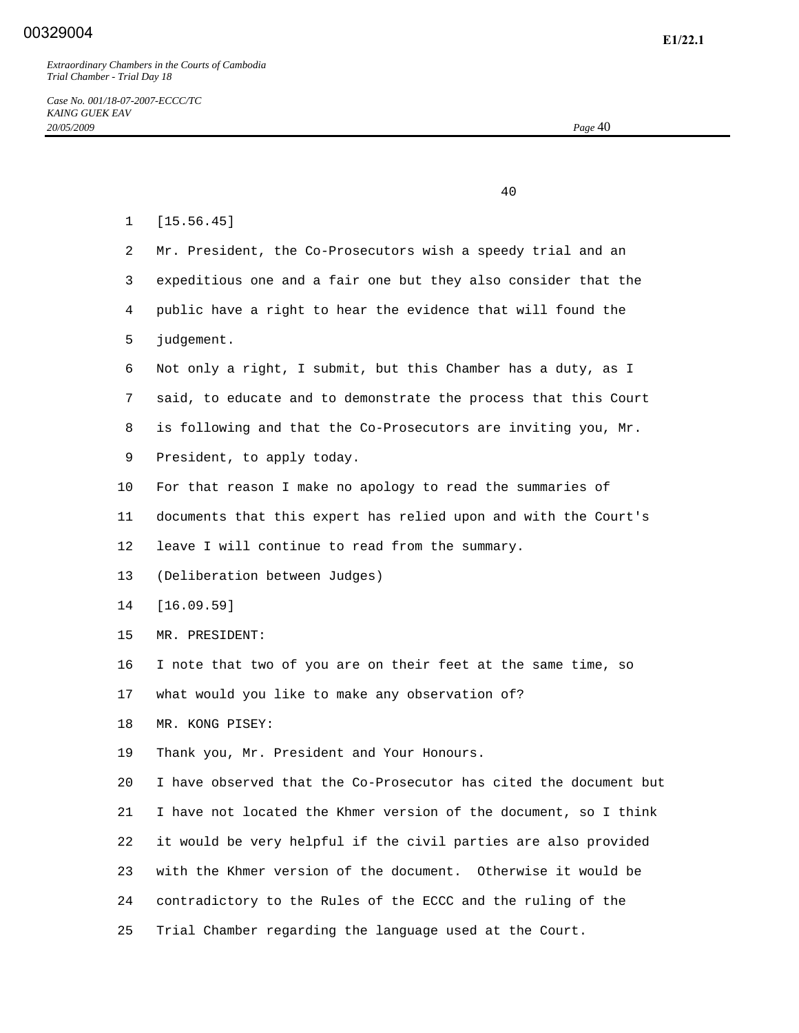[15.56.45]

Mr. President, the Co-Prosecutors wish a speedy trial and an expeditious one and a fair one but they also consider that the public have a right to hear the evidence that will found the judgement.

Not only a right, I submit, but this Chamber has a duty, as I said, to educate and to demonstrate the process that this Court is following and that the Co-Prosecutors are inviting you, Mr. President, to apply today.

For that reason I make no apology to read the summaries of documents that this expert has relied upon and with the Court's leave I will continue to read from the summary.

(Deliberation between Judges)

[16.09.59]

MR. PRESIDENT:

I note that two of you are on their feet at the same time, so what would you like to make any observation of?

MR. KONG PISEY:

Thank you, Mr. President and Your Honours.

I have observed that the Co-Prosecutor has cited the document but I have not located the Khmer version of the document, so I think it would be very helpful if the civil parties are also provided with the Khmer version of the document. Otherwise it would be contradictory to the Rules of the ECCC and the ruling of the Trial Chamber regarding the language used at the Court.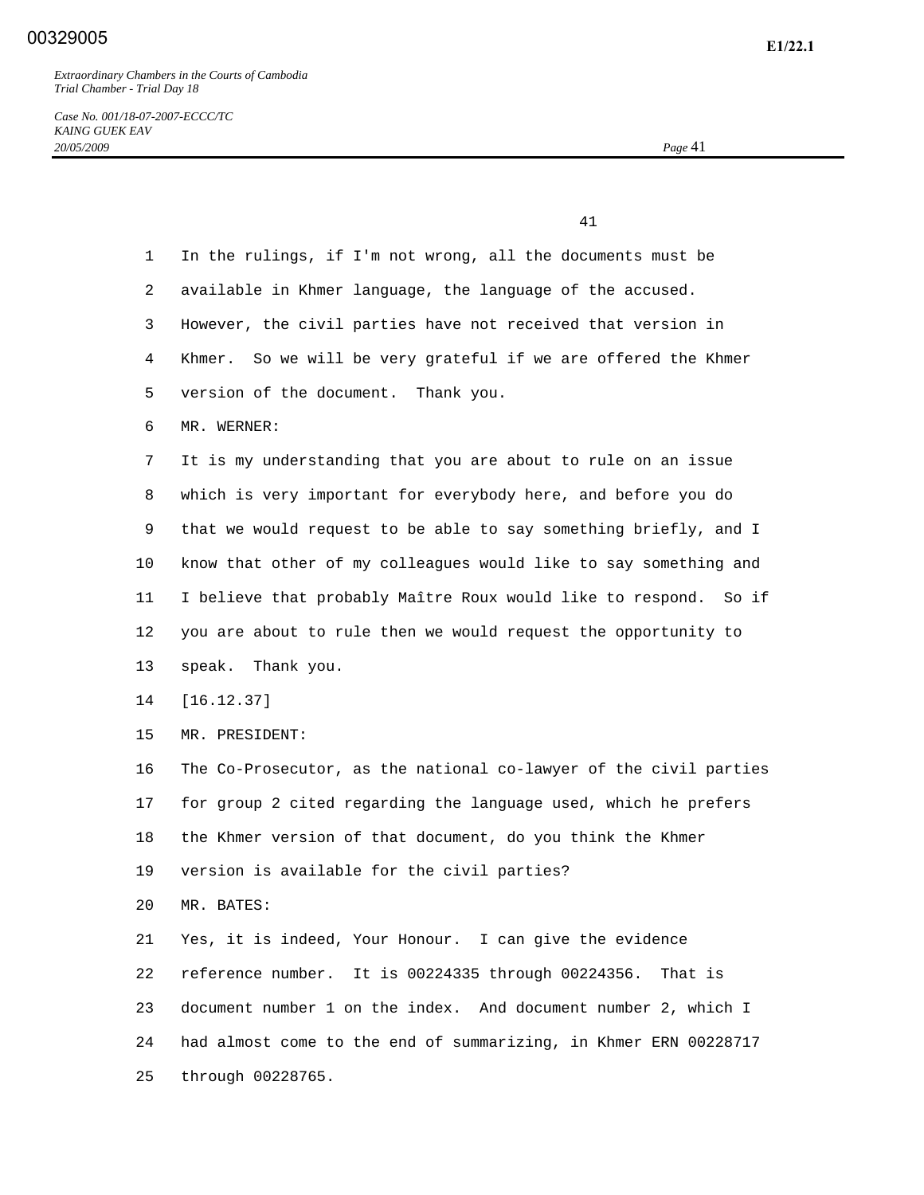In the rulings, if I'm not wrong, all the documents must be available in Khmer language, the language of the accused. However, the civil parties have not received that version in Khmer. So we will be very grateful if we are offered the Khmer version of the document. Thank you.

MR. WERNER:

It is my understanding that you are about to rule on an issue which is very important for everybody here, and before you do that we would request to be able to say something briefly, and I know that other of my colleagues would like to say something and I believe that probably Maître Roux would like to respond. So if you are about to rule then we would request the opportunity to speak. Thank you.

[16.12.37]

MR. PRESIDENT:

The Co-Prosecutor, as the national co-lawyer of the civil parties for group 2 cited regarding the language used, which he prefers the Khmer version of that document, do you think the Khmer version is available for the civil parties?

MR. BATES:

Yes, it is indeed, Your Honour. I can give the evidence reference number. It is 00224335 through 00224356. That is document number 1 on the index. And document number 2, which I had almost come to the end of summarizing, in Khmer ERN 00228717 through 00228765.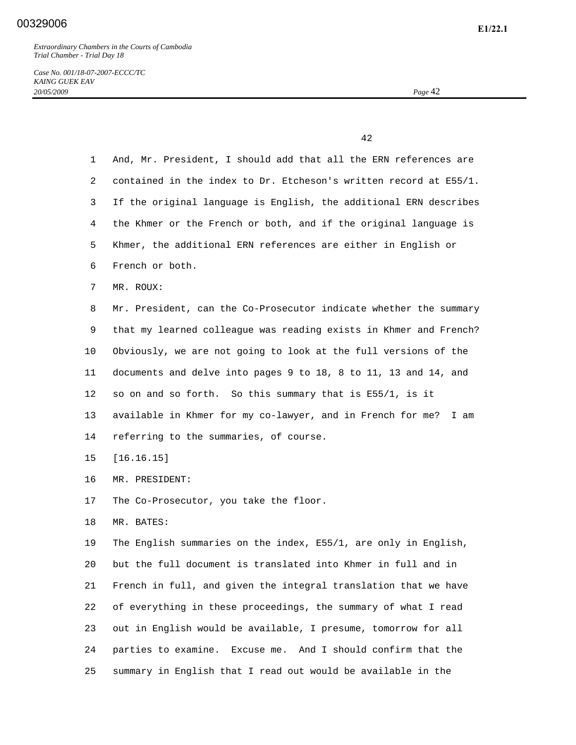And, Mr. President, I should add that all the ERN references are contained in the index to Dr. Etcheson's written record at E55/1. If the original language is English, the additional ERN describes the Khmer or the French or both, and if the original language is Khmer, the additional ERN references are either in English or French or both.

MR. ROUX:

Mr. President, can the Co-Prosecutor indicate whether the summary that my learned colleague was reading exists in Khmer and French? Obviously, we are not going to look at the full versions of the documents and delve into pages 9 to 18, 8 to 11, 13 and 14, and so on and so forth. So this summary that is E55/1, is it available in Khmer for my co-lawyer, and in French for me? I am referring to the summaries, of course.

[16.16.15]

MR. PRESIDENT:

The Co-Prosecutor, you take the floor.

MR. BATES:

The English summaries on the index, E55/1, are only in English, but the full document is translated into Khmer in full and in French in full, and given the integral translation that we have of everything in these proceedings, the summary of what I read out in English would be available, I presume, tomorrow for all parties to examine. Excuse me. And I should confirm that the summary in English that I read out would be available in the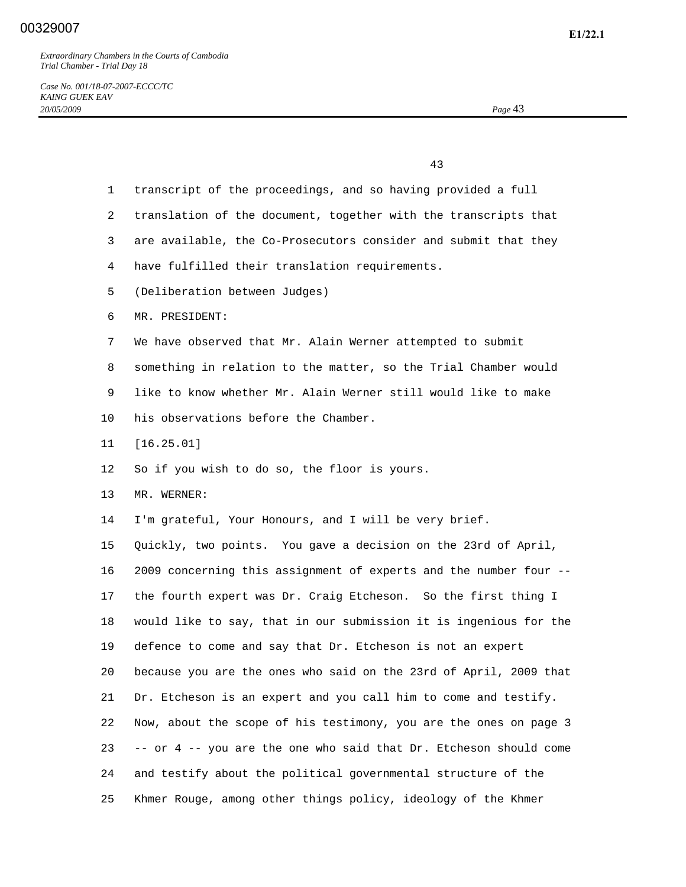transcript of the proceedings, and so having provided a full translation of the document, together with the transcripts that are available, the Co-Prosecutors consider and submit that they have fulfilled their translation requirements.

(Deliberation between Judges)

MR. PRESIDENT:

We have observed that Mr. Alain Werner attempted to submit something in relation to the matter, so the Trial Chamber would like to know whether Mr. Alain Werner still would like to make his observations before the Chamber.

[16.25.01]

So if you wish to do so, the floor is yours.

MR. WERNER:

I'm grateful, Your Honours, and I will be very brief.

Quickly, two points. You gave a decision on the 23rd of April, 2009 concerning this assignment of experts and the number four -- the fourth expert was Dr. Craig Etcheson. So the first thing I would like to say, that in our submission it is ingenious for the defence to come and say that Dr. Etcheson is not an expert because you are the ones who said on the 23rd of April, 2009 that Dr. Etcheson is an expert and you call him to come and testify. Now, about the scope of his testimony, you are the ones on page 3 -- or 4 -- you are the one who said that Dr. Etcheson should come and testify about the political governmental structure of the Khmer Rouge, among other things policy, ideology of the Khmer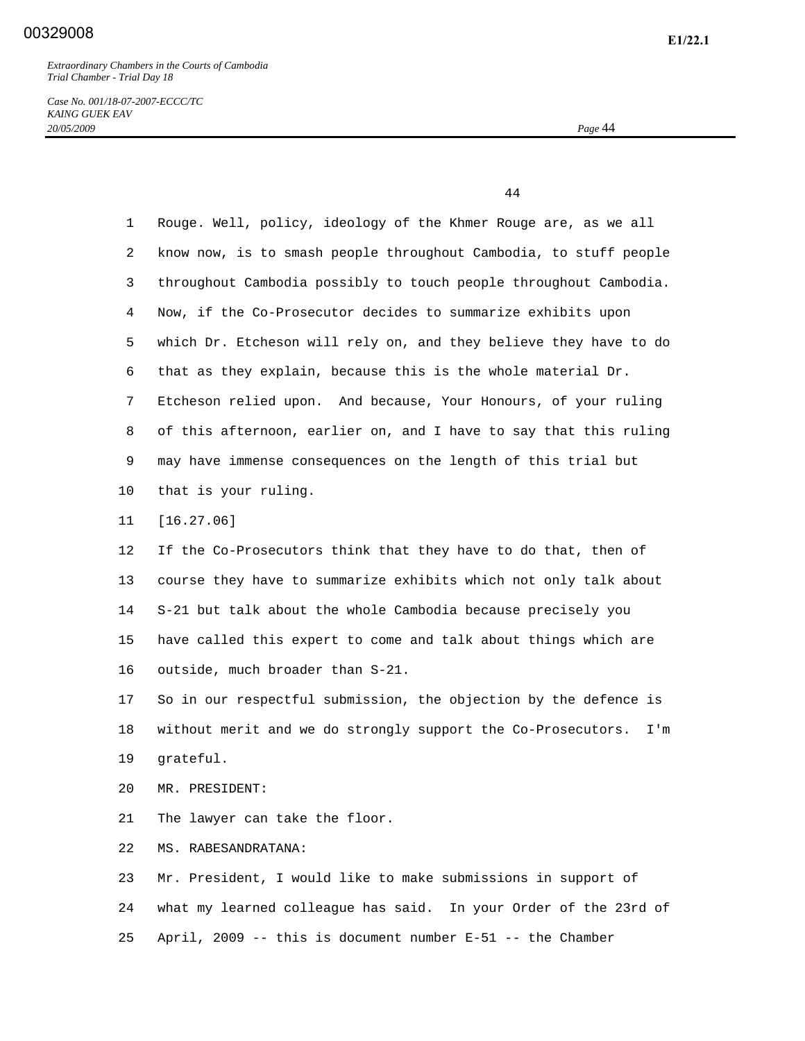Rouge. Well, policy, ideology of the Khmer Rouge are, as we all know now, is to smash people throughout Cambodia, to stuff people throughout Cambodia possibly to touch people throughout Cambodia. Now, if the Co-Prosecutor decides to summarize exhibits upon which Dr. Etcheson will rely on, and they believe they have to do that as they explain, because this is the whole material Dr. Etcheson relied upon. And because, Your Honours, of your ruling of this afternoon, earlier on, and I have to say that this ruling may have immense consequences on the length of this trial but that is your ruling.

[16.27.06]

If the Co-Prosecutors think that they have to do that, then of course they have to summarize exhibits which not only talk about S-21 but talk about the whole Cambodia because precisely you have called this expert to come and talk about things which are outside, much broader than S-21.

So in our respectful submission, the objection by the defence is without merit and we do strongly support the Co-Prosecutors. I'm grateful.

MR. PRESIDENT:

The lawyer can take the floor.

MS. RABESANDRATANA:

Mr. President, I would like to make submissions in support of what my learned colleague has said. In your Order of the 23rd of April, 2009 -- this is document number E-51 -- the Chamber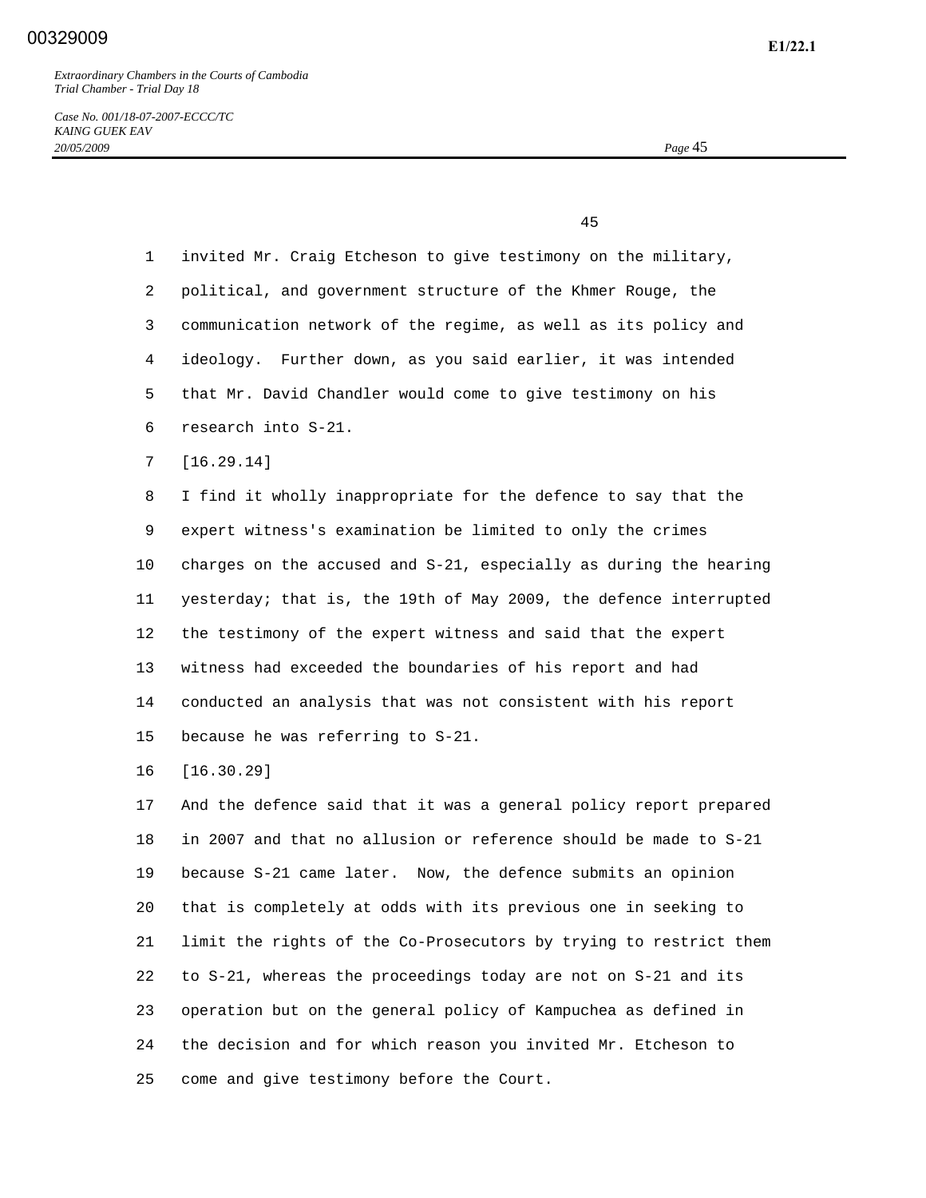invited Mr. Craig Etcheson to give testimony on the military, political, and government structure of the Khmer Rouge, the communication network of the regime, as well as its policy and ideology. Further down, as you said earlier, it was intended that Mr. David Chandler would come to give testimony on his research into S-21.

[16.29.14]

I find it wholly inappropriate for the defence to say that the expert witness's examination be limited to only the crimes charges on the accused and S-21, especially as during the hearing yesterday; that is, the 19th of May 2009, the defence interrupted the testimony of the expert witness and said that the expert witness had exceeded the boundaries of his report and had conducted an analysis that was not consistent with his report because he was referring to S-21.

[16.30.29]

And the defence said that it was a general policy report prepared in 2007 and that no allusion or reference should be made to S-21 because S-21 came later. Now, the defence submits an opinion that is completely at odds with its previous one in seeking to limit the rights of the Co-Prosecutors by trying to restrict them to S-21, whereas the proceedings today are not on S-21 and its operation but on the general policy of Kampuchea as defined in the decision and for which reason you invited Mr. Etcheson to come and give testimony before the Court.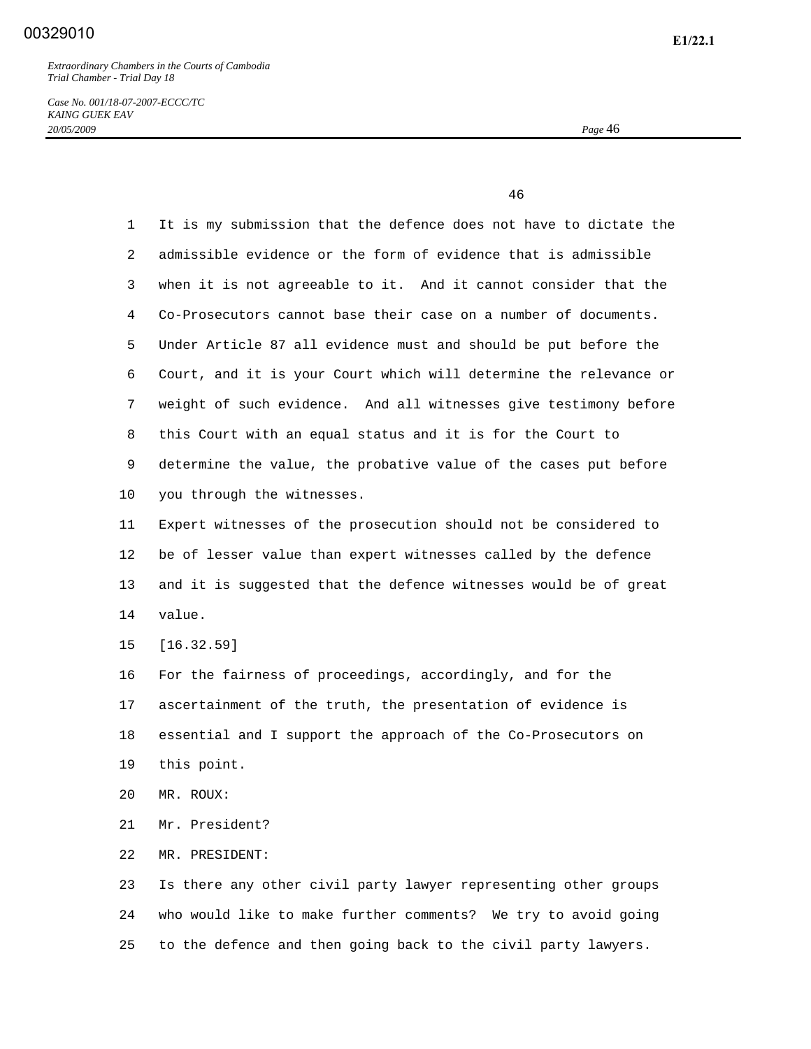It is my submission that the defence does not have to dictate the admissible evidence or the form of evidence that is admissible when it is not agreeable to it. And it cannot consider that the Co-Prosecutors cannot base their case on a number of documents. Under Article 87 all evidence must and should be put before the Court, and it is your Court which will determine the relevance or weight of such evidence. And all witnesses give testimony before this Court with an equal status and it is for the Court to determine the value, the probative value of the cases put before you through the witnesses.

Expert witnesses of the prosecution should not be considered to be of lesser value than expert witnesses called by the defence and it is suggested that the defence witnesses would be of great value.

[16.32.59]

For the fairness of proceedings, accordingly, and for the ascertainment of the truth, the presentation of evidence is essential and I support the approach of the Co-Prosecutors on this point.

MR. ROUX:

Mr. President?

MR. PRESIDENT:

Is there any other civil party lawyer representing other groups who would like to make further comments? We try to avoid going to the defence and then going back to the civil party lawyers.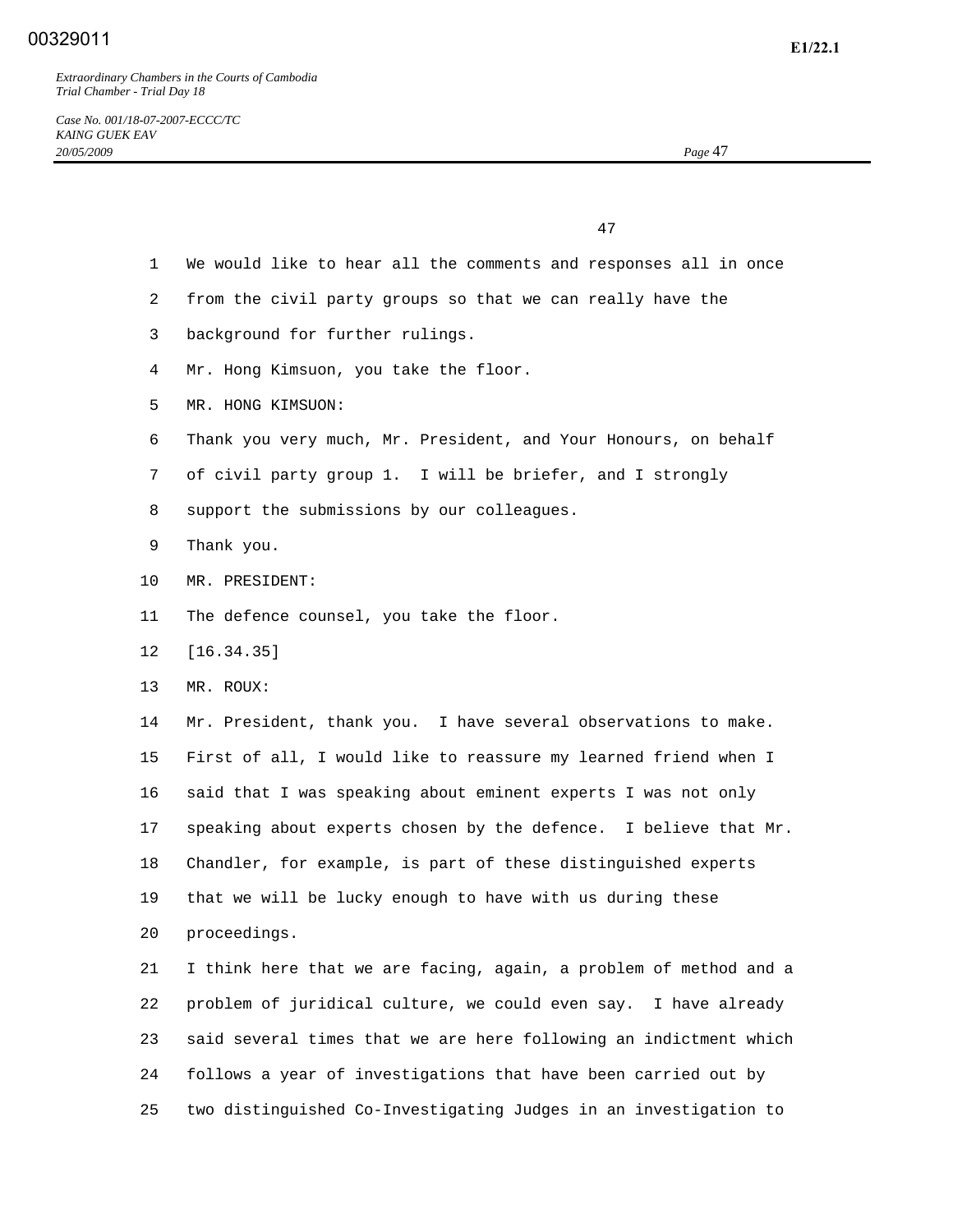We would like to hear all the comments and responses all in once from the civil party groups so that we can really have the background for further rulings.

Mr. Hong Kimsuon, you take the floor.

MR. HONG KIMSUON:

Thank you very much, Mr. President, and Your Honours, on behalf of civil party group 1. I will be briefer, and I strongly support the submissions by our colleagues.

Thank you.

MR. PRESIDENT:

The defence counsel, you take the floor.

[16.34.35]

MR. ROUX:

Mr. President, thank you. I have several observations to make. First of all, I would like to reassure my learned friend when I said that I was speaking about eminent experts I was not only speaking about experts chosen by the defence. I believe that Mr. Chandler, for example, is part of these distinguished experts that we will be lucky enough to have with us during these proceedings.

I think here that we are facing, again, a problem of method and a problem of juridical culture, we could even say. I have already said several times that we are here following an indictment which follows a year of investigations that have been carried out by two distinguished Co-Investigating Judges in an investigation to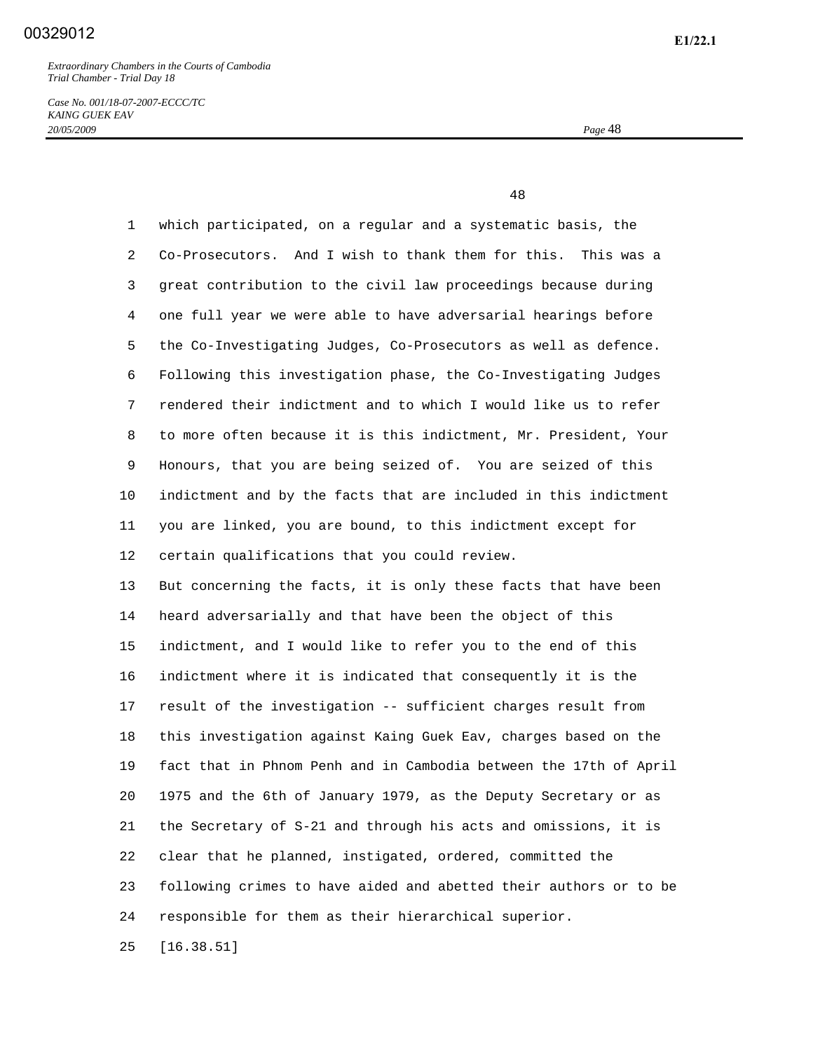which participated, on a regular and a systematic basis, the Co-Prosecutors. And I wish to thank them for this. This was a great contribution to the civil law proceedings because during one full year we were able to have adversarial hearings before the Co-Investigating Judges, Co-Prosecutors as well as defence. Following this investigation phase, the Co-Investigating Judges rendered their indictment and to which I would like us to refer to more often because it is this indictment, Mr. President, Your Honours, that you are being seized of. You are seized of this indictment and by the facts that are included in this indictment you are linked, you are bound, to this indictment except for certain qualifications that you could review.

But concerning the facts, it is only these facts that have been heard adversarially and that have been the object of this indictment, and I would like to refer you to the end of this indictment where it is indicated that consequently it is the result of the investigation -- sufficient charges result from this investigation against Kaing Guek Eav, charges based on the fact that in Phnom Penh and in Cambodia between the 17th of April 1975 and the 6th of January 1979, as the Deputy Secretary or as the Secretary of S-21 and through his acts and omissions, it is clear that he planned, instigated, ordered, committed the following crimes to have aided and abetted their authors or to be responsible for them as their hierarchical superior.

[16.38.51]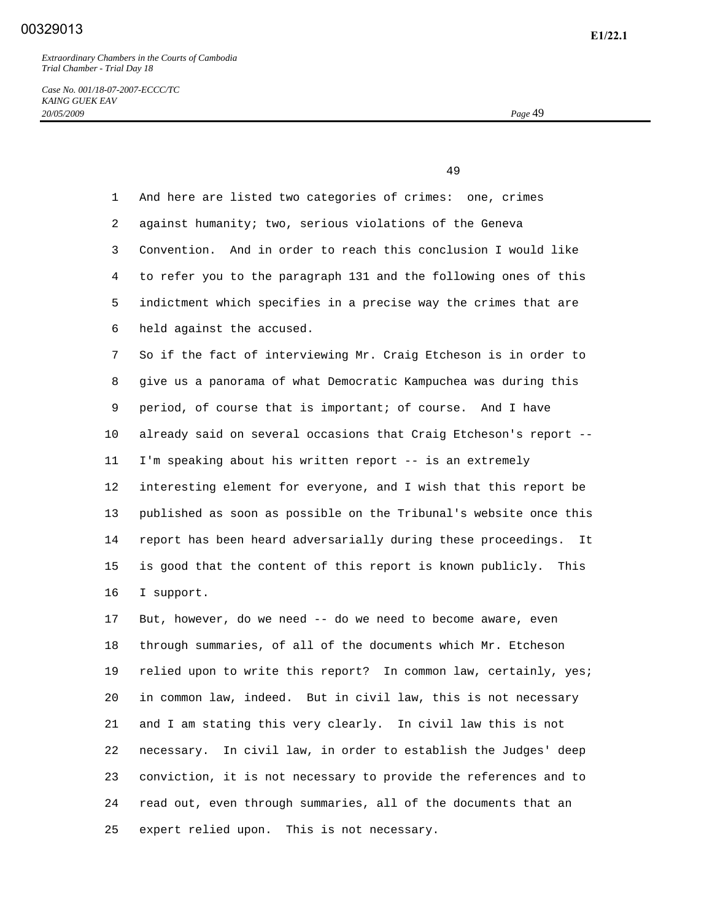And here are listed two categories of crimes: one, crimes against humanity; two, serious violations of the Geneva Convention. And in order to reach this conclusion I would like to refer you to the paragraph 131 and the following ones of this indictment which specifies in a precise way the crimes that are held against the accused.

So if the fact of interviewing Mr. Craig Etcheson is in order to give us a panorama of what Democratic Kampuchea was during this period, of course that is important; of course. And I have already said on several occasions that Craig Etcheson's report -- I'm speaking about his written report -- is an extremely interesting element for everyone, and I wish that this report be published as soon as possible on the Tribunal's website once this report has been heard adversarially during these proceedings. It is good that the content of this report is known publicly. This I support.

But, however, do we need -- do we need to become aware, even through summaries, of all of the documents which Mr. Etcheson relied upon to write this report? In common law, certainly, yes; in common law, indeed. But in civil law, this is not necessary and I am stating this very clearly. In civil law this is not necessary. In civil law, in order to establish the Judges' deep conviction, it is not necessary to provide the references and to read out, even through summaries, all of the documents that an expert relied upon. This is not necessary.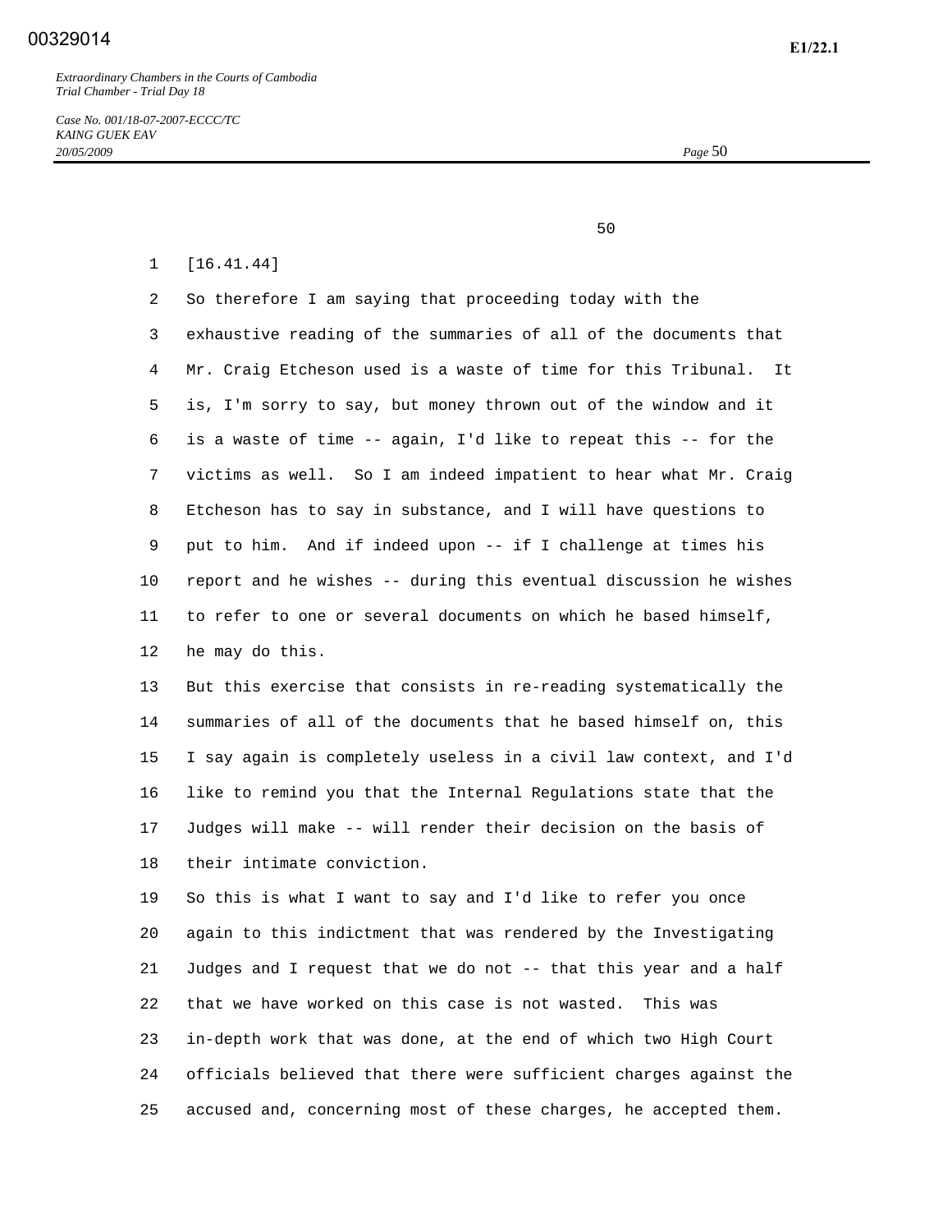[16.41.44]

So therefore I am saying that proceeding today with the exhaustive reading of the summaries of all of the documents that Mr. Craig Etcheson used is a waste of time for this Tribunal. It is, I'm sorry to say, but money thrown out of the window and it is a waste of time -- again, I'd like to repeat this -- for the victims as well. So I am indeed impatient to hear what Mr. Craig Etcheson has to say in substance, and I will have questions to put to him. And if indeed upon -- if I challenge at times his report and he wishes -- during this eventual discussion he wishes to refer to one or several documents on which he based himself, he may do this.

But this exercise that consists in re-reading systematically the summaries of all of the documents that he based himself on, this I say again is completely useless in a civil law context, and I'd like to remind you that the Internal Regulations state that the Judges will make -- will render their decision on the basis of their intimate conviction.

So this is what I want to say and I'd like to refer you once again to this indictment that was rendered by the Investigating Judges and I request that we do not -- that this year and a half that we have worked on this case is not wasted. This was in-depth work that was done, at the end of which two High Court officials believed that there were sufficient charges against the accused and, concerning most of these charges, he accepted them.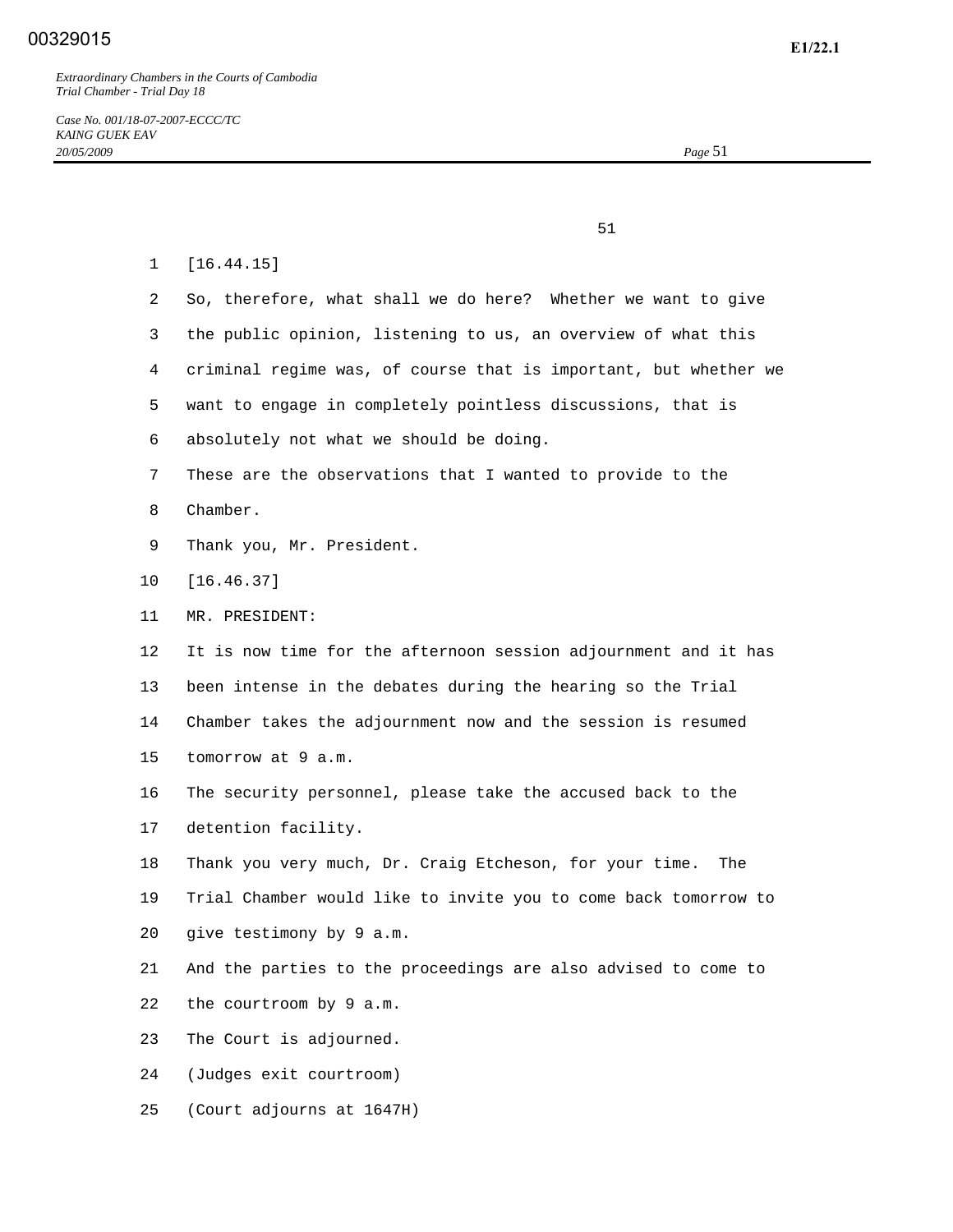[16.44.15]

So, therefore, what shall we do here? Whether we want to give the public opinion, listening to us, an overview of what this criminal regime was, of course that is important, but whether we want to engage in completely pointless discussions, that is absolutely not what we should be doing.

These are the observations that I wanted to provide to the Chamber.

Thank you, Mr. President.

[16.46.37]

MR. PRESIDENT:

It is now time for the afternoon session adjournment and it has been intense in the debates during the hearing so the Trial Chamber takes the adjournment now and the session is resumed tomorrow at 9 a.m.

The security personnel, please take the accused back to the detention facility.

Thank you very much, Dr. Craig Etcheson, for your time. The Trial Chamber would like to invite you to come back tomorrow to give testimony by 9 a.m.

And the parties to the proceedings are also advised to come to the courtroom by 9 a.m.

The Court is adjourned.

(Judges exit courtroom)

(Court adjourns at 1647H)